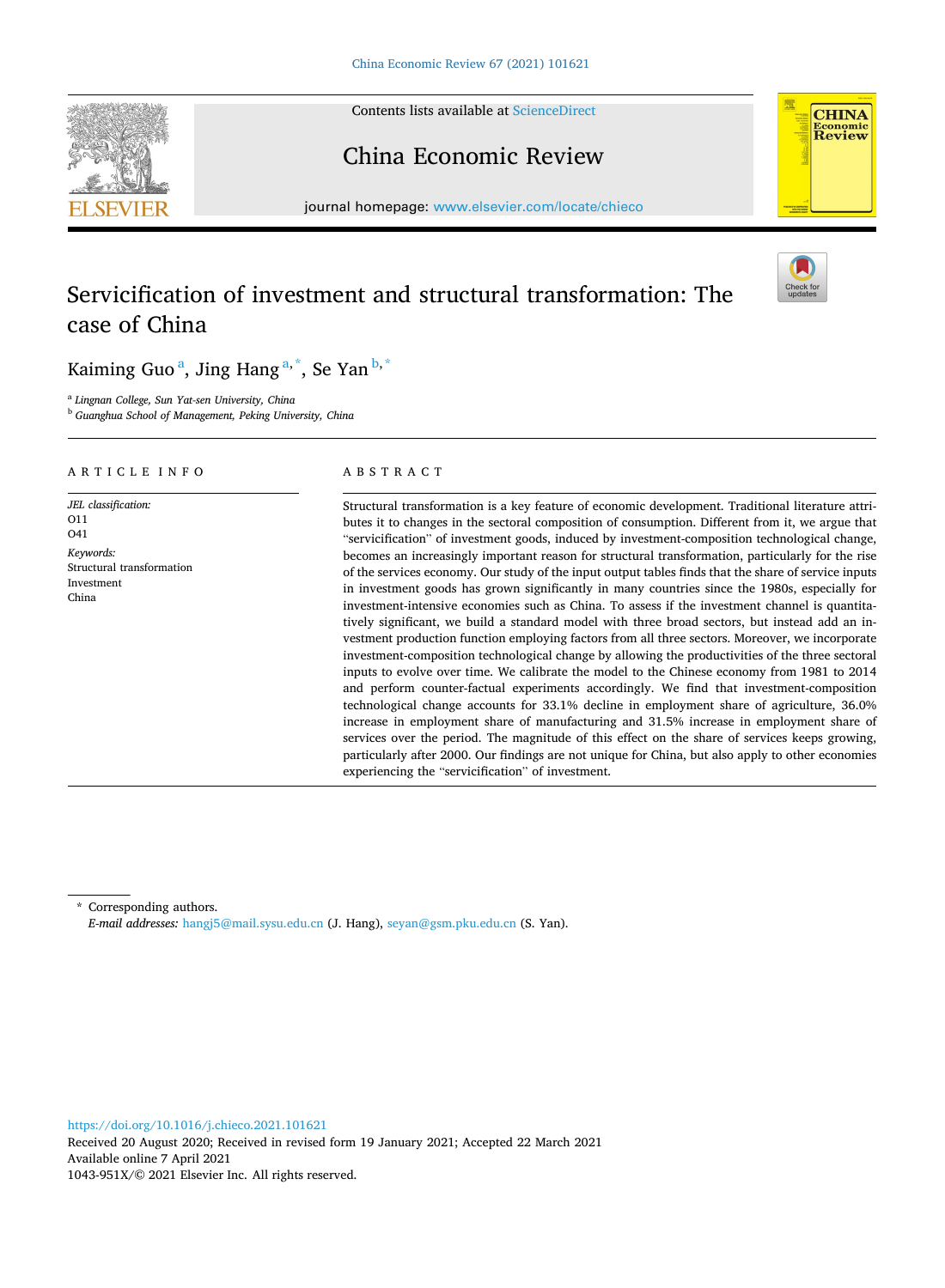# Servicification of investment and structural transformation: The case of China

Kaiming Guo [a], Jing Hang [a,*], Se Yan [b,*]

[a] Lingnan College, Sun Yat-sen University, China
[b] Guanghua School of Management, Peking University, China

## ARTICLE INFO

*JEL classification:*
O11
O41

*Keywords:*
Structural transformation
Investment
China

## ABSTRACT

Structural transformation is a key feature of economic development. Traditional literature attributes it to changes in the sectoral composition of consumption. Different from it, we argue that "servicification" of investment goods, induced by investment-composition technological change, becomes an increasingly important reason for structural transformation, particularly for the rise of the services economy. Our study of the input output tables finds that the share of service inputs in investment goods has grown significantly in many countries since the 1980s, especially for investment-intensive economies such as China. To assess if the investment channel is quantitatively significant, we build a standard model with three broad sectors, but instead add an investment production function employing factors from all three sectors. Moreover, we incorporate investment-composition technological change by allowing the productivities of the three sectoral inputs to evolve over time. We calibrate the model to the Chinese economy from 1981 to 2014 and perform counter-factual experiments accordingly. We find that investment-composition technological change accounts for 33.1% decline in employment share of agriculture, 36.0% increase in employment share of manufacturing and 31.5% increase in employment share of services over the period. The magnitude of this effect on the share of services keeps growing, particularly after 2000. Our findings are not unique for China, but also apply to other economies experiencing the "servicification" of investment.

---

\* Corresponding authors.
*E-mail addresses:* hangj5@mail.sysu.edu.cn (J. Hang), seyan@gsm.pku.edu.cn (S. Yan).

https://doi.org/10.1016/j.chieco.2021.101621
Received 20 August 2020; Received in revised form 19 January 2021; Accepted 22 March 2021
Available online 7 April 2021
1043-951X/© 2021 Elsevier Inc. All rights reserved.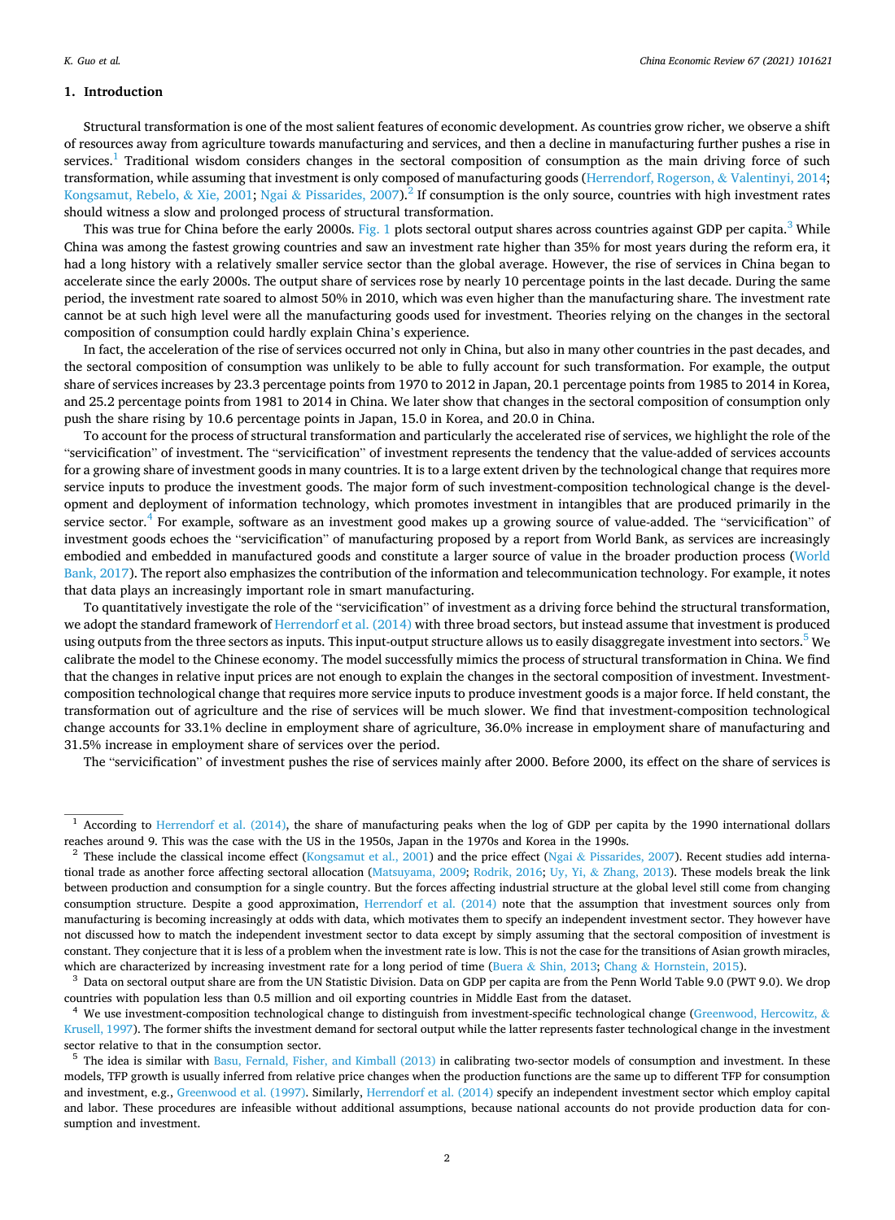## 1. Introduction

Structural transformation is one of the most salient features of economic development. As countries grow richer, we observe a shift of resources away from agriculture towards manufacturing and services, and then a decline in manufacturing further pushes a rise in services.[1] Traditional wisdom considers changes in the sectoral composition of consumption as the main driving force of such transformation, while assuming that investment is only composed of manufacturing goods (Herrendorf, Rogerson, & Valentinyi, 2014; Kongsamut, Rebelo, & Xie, 2001; Ngai & Pissarides, 2007).[2] If consumption is the only source, countries with high investment rates should witness a slow and prolonged process of structural transformation.

This was true for China before the early 2000s. Fig. 1 plots sectoral output shares across countries against GDP per capita.[3] While China was among the fastest growing countries and saw an investment rate higher than 35% for most years during the reform era, it had a long history with a relatively smaller service sector than the global average. However, the rise of services in China began to accelerate since the early 2000s. The output share of services rose by nearly 10 percentage points in the last decade. During the same period, the investment rate soared to almost 50% in 2010, which was even higher than the manufacturing share. The investment rate cannot be at such high level were all the manufacturing goods used for investment. Theories relying on the changes in the sectoral composition of consumption could hardly explain China's experience.

In fact, the acceleration of the rise of services occurred not only in China, but also in many other countries in the past decades, and the sectoral composition of consumption was unlikely to be able to fully account for such transformation. For example, the output share of services increases by 23.3 percentage points from 1970 to 2012 in Japan, 20.1 percentage points from 1985 to 2014 in Korea, and 25.2 percentage points from 1981 to 2014 in China. We later show that changes in the sectoral composition of consumption only push the share rising by 10.6 percentage points in Japan, 15.0 in Korea, and 20.0 in China.

To account for the process of structural transformation and particularly the accelerated rise of services, we highlight the role of the "servicification" of investment. The "servicification" of investment represents the tendency that the value-added of services accounts for a growing share of investment goods in many countries. It is to a large extent driven by the technological change that requires more service inputs to produce the investment goods. The major form of such investment-composition technological change is the development and deployment of information technology, which promotes investment in intangibles that are produced primarily in the service sector.[4] For example, software as an investment good makes up a growing source of value-added. The "servicification" of investment goods echoes the "servicification" of manufacturing proposed by a report from World Bank, as services are increasingly embodied and embedded in manufactured goods and constitute a larger source of value in the broader production process (World Bank, 2017). The report also emphasizes the contribution of the information and telecommunication technology. For example, it notes that data plays an increasingly important role in smart manufacturing.

To quantitatively investigate the role of the "servicification" of investment as a driving force behind the structural transformation, we adopt the standard framework of Herrendorf et al. (2014) with three broad sectors, but instead assume that investment is produced using outputs from the three sectors as inputs. This input-output structure allows us to easily disaggregate investment into sectors.[5] We calibrate the model to the Chinese economy. The model successfully mimics the process of structural transformation in China. We find that the changes in relative input prices are not enough to explain the changes in the sectoral composition of investment. Investment-composition technological change that requires more service inputs to produce investment goods is a major force. If held constant, the transformation out of agriculture and the rise of services will be much slower. We find that investment-composition technological change accounts for 33.1% decline in employment share of agriculture, 36.0% increase in employment share of manufacturing and 31.5% increase in employment share of services over the period.

The "servicification" of investment pushes the rise of services mainly after 2000. Before 2000, its effect on the share of services is

---

[1] According to Herrendorf et al. (2014), the share of manufacturing peaks when the log of GDP per capita by the 1990 international dollars reaches around 9. This was the case with the US in the 1950s, Japan in the 1970s and Korea in the 1990s.

[2] These include the classical income effect (Kongsamut et al., 2001) and the price effect (Ngai & Pissarides, 2007). Recent studies add international trade as another force affecting sectoral allocation (Matsuyama, 2009; Rodrik, 2016; Uy, Yi, & Zhang, 2013). These models break the link between production and consumption for a single country. But the forces affecting industrial structure at the global level still come from changing consumption structure. Despite a good approximation, Herrendorf et al. (2014) note that the assumption that investment sources only from manufacturing is becoming increasingly at odds with data, which motivates them to specify an independent investment sector. They however have not discussed how to match the independent investment sector to data except by simply assuming that the sectoral composition of investment is constant. They conjecture that it is less of a problem when the investment rate is low. This is not the case for the transitions of Asian growth miracles, which are characterized by increasing investment rate for a long period of time (Buera & Shin, 2013; Chang & Hornstein, 2015).

[3] Data on sectoral output share are from the UN Statistic Division. Data on GDP per capita are from the Penn World Table 9.0 (PWT 9.0). We drop countries with population less than 0.5 million and oil exporting countries in Middle East from the dataset.

[4] We use investment-composition technological change to distinguish from investment-specific technological change (Greenwood, Hercowitz, & Krusell, 1997). The former shifts the investment demand for sectoral output while the latter represents faster technological change in the investment sector relative to that in the consumption sector.

[5] The idea is similar with Basu, Fernald, Fisher, and Kimball (2013) in calibrating two-sector models of consumption and investment. In these models, TFP growth is usually inferred from relative price changes when the production functions are the same up to different TFP for consumption and investment, e.g., Greenwood et al. (1997). Similarly, Herrendorf et al. (2014) specify an independent investment sector which employ capital and labor. These procedures are infeasible without additional assumptions, because national accounts do not provide production data for consumption and investment.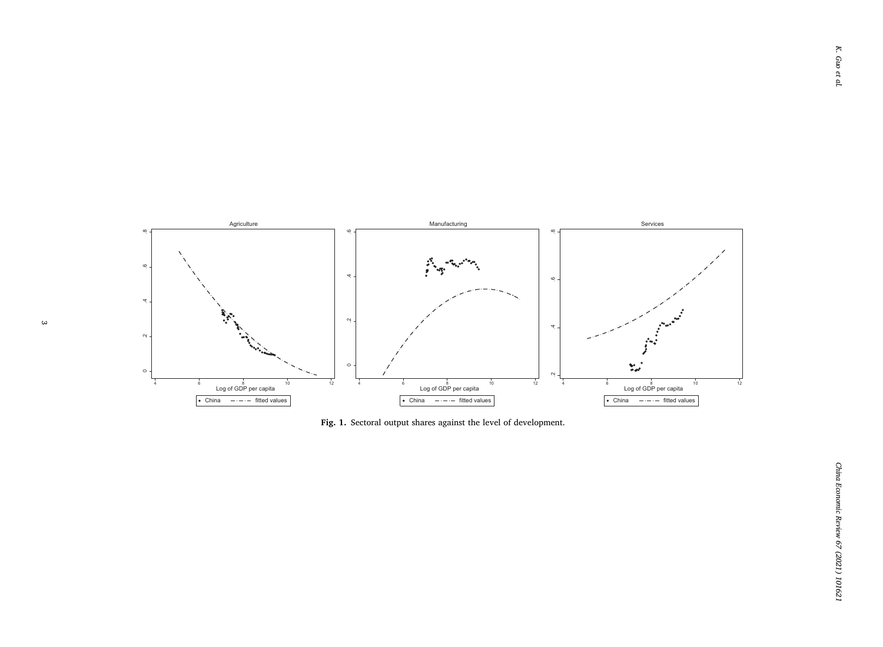Fig. 1. Sectoral output shares against the level of development.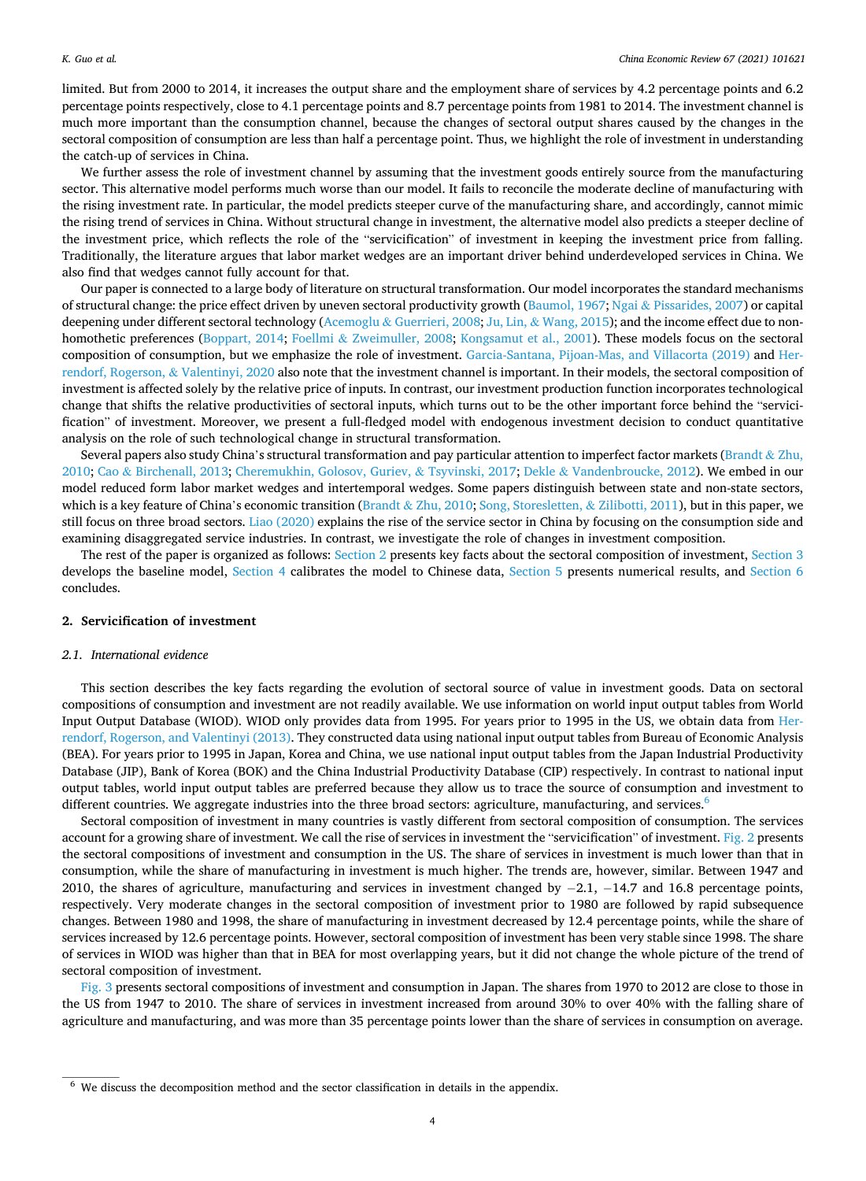limited. But from 2000 to 2014, it increases the output share and the employment share of services by 4.2 percentage points and 6.2 percentage points respectively, close to 4.1 percentage points and 8.7 percentage points from 1981 to 2014. The investment channel is much more important than the consumption channel, because the changes of sectoral output shares caused by the changes in the sectoral composition of consumption are less than half a percentage point. Thus, we highlight the role of investment in understanding the catch-up of services in China.

We further assess the role of investment channel by assuming that the investment goods entirely source from the manufacturing sector. This alternative model performs much worse than our model. It fails to reconcile the moderate decline of manufacturing with the rising investment rate. In particular, the model predicts steeper curve of the manufacturing share, and accordingly, cannot mimic the rising trend of services in China. Without structural change in investment, the alternative model also predicts a steeper decline of the investment price, which reflects the role of the "servicification" of investment in keeping the investment price from falling. Traditionally, the literature argues that labor market wedges are an important driver behind underdeveloped services in China. We also find that wedges cannot fully account for that.

Our paper is connected to a large body of literature on structural transformation. Our model incorporates the standard mechanisms of structural change: the price effect driven by uneven sectoral productivity growth (Baumol, 1967; Ngai & Pissarides, 2007) or capital deepening under different sectoral technology (Acemoglu & Guerrieri, 2008; Ju, Lin, & Wang, 2015); and the income effect due to non-homothetic preferences (Boppart, 2014; Foellmi & Zweimuller, 2008; Kongsamut et al., 2001). These models focus on the sectoral composition of consumption, but we emphasize the role of investment. Garcia-Santana, Pijoan-Mas, and Villacorta (2019) and Herrendorf, Rogerson, & Valentinyi, 2020 also note that the investment channel is important. In their models, the sectoral composition of investment is affected solely by the relative price of inputs. In contrast, our investment production function incorporates technological change that shifts the relative productivities of sectoral inputs, which turns out to be the other important force behind the "servicification" of investment. Moreover, we present a full-fledged model with endogenous investment decision to conduct quantitative analysis on the role of such technological change in structural transformation.

Several papers also study China's structural transformation and pay particular attention to imperfect factor markets (Brandt & Zhu, 2010; Cao & Birchenall, 2013; Cheremukhin, Golosov, Guriev, & Tsyvinski, 2017; Dekle & Vandenbroucke, 2012). We embed in our model reduced form labor market wedges and intertemporal wedges. Some papers distinguish between state and non-state sectors, which is a key feature of China's economic transition (Brandt & Zhu, 2010; Song, Storesletten, & Zilibotti, 2011), but in this paper, we still focus on three broad sectors. Liao (2020) explains the rise of the service sector in China by focusing on the consumption side and examining disaggregated service industries. In contrast, we investigate the role of changes in investment composition.

The rest of the paper is organized as follows: Section 2 presents key facts about the sectoral composition of investment, Section 3 develops the baseline model, Section 4 calibrates the model to Chinese data, Section 5 presents numerical results, and Section 6 concludes.

## 2. Servicification of investment

### 2.1. International evidence

This section describes the key facts regarding the evolution of sectoral source of value in investment goods. Data on sectoral compositions of consumption and investment are not readily available. We use information on world input output tables from World Input Output Database (WIOD). WIOD only provides data from 1995. For years prior to 1995 in the US, we obtain data from Herrendorf, Rogerson, and Valentinyi (2013). They constructed data using national input output tables from Bureau of Economic Analysis (BEA). For years prior to 1995 in Japan, Korea and China, we use national input output tables from the Japan Industrial Productivity Database (JIP), Bank of Korea (BOK) and the China Industrial Productivity Database (CIP) respectively. In contrast to national input output tables, world input output tables are preferred because they allow us to trace the source of consumption and investment to different countries. We aggregate industries into the three broad sectors: agriculture, manufacturing, and services.[6]

Sectoral composition of investment in many countries is vastly different from sectoral composition of consumption. The services account for a growing share of investment. We call the rise of services in investment the "servicification" of investment. Fig. 2 presents the sectoral compositions of investment and consumption in the US. The share of services in investment is much lower than that in consumption, while the share of manufacturing in investment is much higher. The trends are, however, similar. Between 1947 and 2010, the shares of agriculture, manufacturing and services in investment changed by −2.1, −14.7 and 16.8 percentage points, respectively. Very moderate changes in the sectoral composition of investment prior to 1980 are followed by rapid subsequence changes. Between 1980 and 1998, the share of manufacturing in investment decreased by 12.4 percentage points, while the share of services increased by 12.6 percentage points. However, sectoral composition of investment has been very stable since 1998. The share of services in WIOD was higher than that in BEA for most overlapping years, but it did not change the whole picture of the trend of sectoral composition of investment.

Fig. 3 presents sectoral compositions of investment and consumption in Japan. The shares from 1970 to 2012 are close to those in the US from 1947 to 2010. The share of services in investment increased from around 30% to over 40% with the falling share of agriculture and manufacturing, and was more than 35 percentage points lower than the share of services in consumption on average.

[6] We discuss the decomposition method and the sector classification in details in the appendix.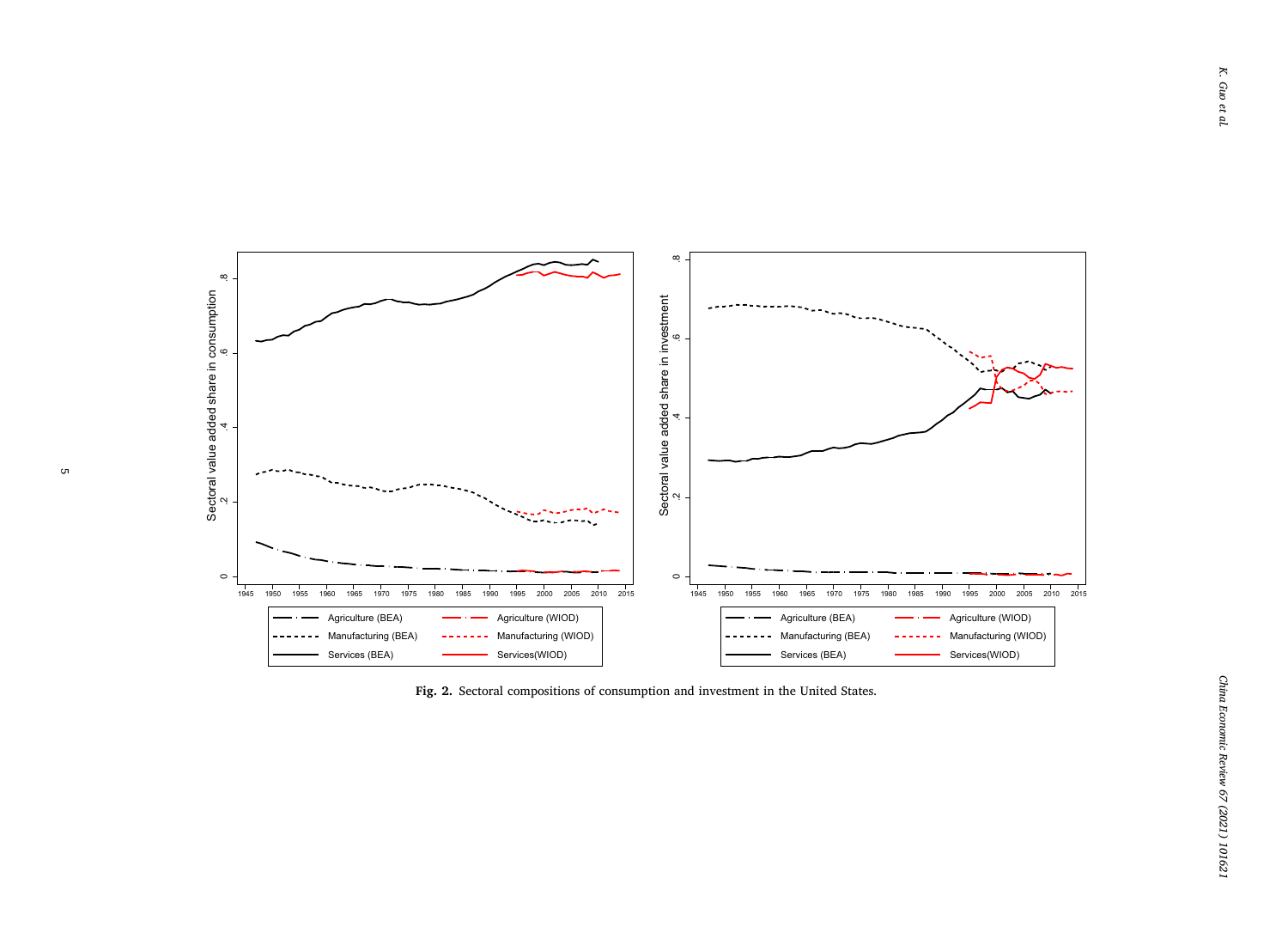Fig. 2. Sectoral compositions of consumption and investment in the United States.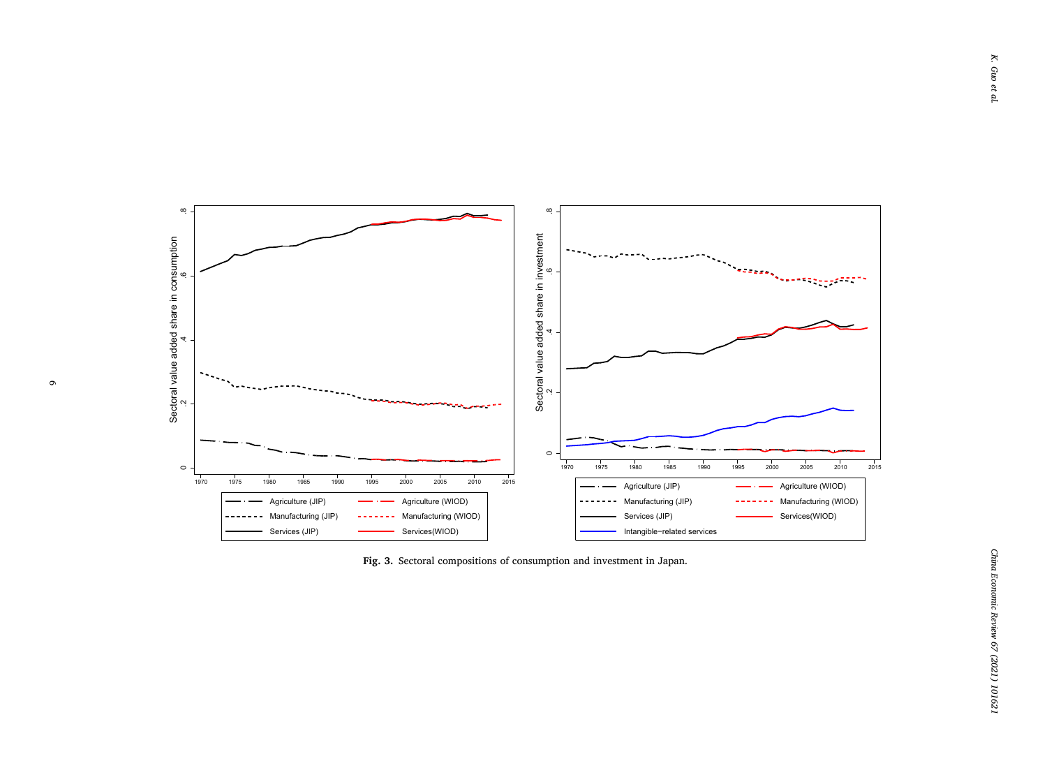Fig. 3. Sectoral compositions of consumption and investment in Japan.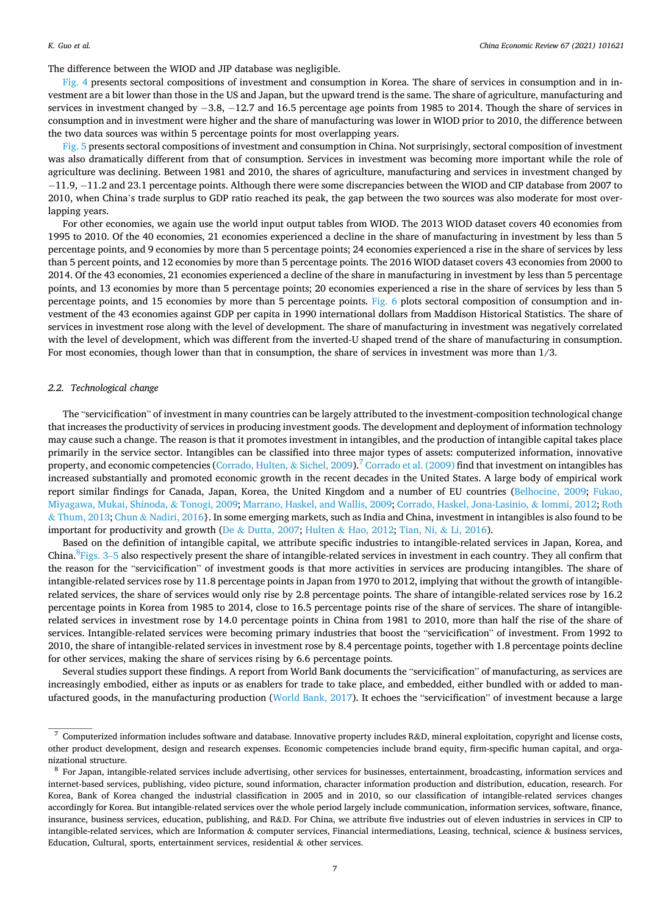The difference between the WIOD and JIP database was negligible.

Fig. 4 presents sectoral compositions of investment and consumption in Korea. The share of services in consumption and in investment are a bit lower than those in the US and Japan, but the upward trend is the same. The share of agriculture, manufacturing and services in investment changed by −3.8, −12.7 and 16.5 percentage age points from 1985 to 2014. Though the share of services in consumption and in investment were higher and the share of manufacturing was lower in WIOD prior to 2010, the difference between the two data sources was within 5 percentage points for most overlapping years.

Fig. 5 presents sectoral compositions of investment and consumption in China. Not surprisingly, sectoral composition of investment was also dramatically different from that of consumption. Services in investment was becoming more important while the role of agriculture was declining. Between 1981 and 2010, the shares of agriculture, manufacturing and services in investment changed by −11.9, −11.2 and 23.1 percentage points. Although there were some discrepancies between the WIOD and CIP database from 2007 to 2010, when China's trade surplus to GDP ratio reached its peak, the gap between the two sources was also moderate for most overlapping years.

For other economies, we again use the world input output tables from WIOD. The 2013 WIOD dataset covers 40 economies from 1995 to 2010. Of the 40 economies, 21 economies experienced a decline in the share of manufacturing in investment by less than 5 percentage points, and 9 economies by more than 5 percentage points; 24 economies experienced a rise in the share of services by less than 5 percent points, and 12 economies by more than 5 percentage points. The 2016 WIOD dataset covers 43 economies from 2000 to 2014. Of the 43 economies, 21 economies experienced a decline of the share in manufacturing in investment by less than 5 percentage points, and 13 economies by more than 5 percentage points; 20 economies experienced a rise in the share of services by less than 5 percentage points, and 15 economies by more than 5 percentage points. Fig. 6 plots sectoral composition of consumption and investment of the 43 economies against GDP per capita in 1990 international dollars from Maddison Historical Statistics. The share of services in investment rose along with the level of development. The share of manufacturing in investment was negatively correlated with the level of development, which was different from the inverted-U shaped trend of the share of manufacturing in consumption. For most economies, though lower than that in consumption, the share of services in investment was more than 1/3.

### 2.2. Technological change

The "servicification" of investment in many countries can be largely attributed to the investment-composition technological change that increases the productivity of services in producing investment goods. The development and deployment of information technology may cause such a change. The reason is that it promotes investment in intangibles, and the production of intangible capital takes place primarily in the service sector. Intangibles can be classified into three major types of assets: computerized information, innovative property, and economic competencies (Corrado, Hulten, & Sichel, 2009).[7] Corrado et al. (2009) find that investment on intangibles has increased substantially and promoted economic growth in the recent decades in the United States. A large body of empirical work report similar findings for Canada, Japan, Korea, the United Kingdom and a number of EU countries (Belhocine, 2009; Fukao, Miyagawa, Mukai, Shinoda, & Tonogi, 2009; Marrano, Haskel, and Wallis, 2009; Corrado, Haskel, Jona-Lasinio, & Iommi, 2012; Roth & Thum, 2013; Chun & Nadiri, 2016}. In some emerging markets, such as India and China, investment in intangibles is also found to be important for productivity and growth (De & Dutta, 2007; Hulten & Hao, 2012; Tian, Ni, & Li, 2016).

Based on the definition of intangible capital, we attribute specific industries to intangible-related services in Japan, Korea, and China.[8] Figs. 3–5 also respectively present the share of intangible-related services in investment in each country. They all confirm that the reason for the "servicification" of investment goods is that more activities in services are producing intangibles. The share of intangible-related services rose by 11.8 percentage points in Japan from 1970 to 2012, implying that without the growth of intangible-related services, the share of services would only rise by 2.8 percentage points. The share of intangible-related services rose by 16.2 percentage points in Korea from 1985 to 2014, close to 16.5 percentage points rise of the share of services. The share of intangible-related services in investment rose by 14.0 percentage points in China from 1981 to 2010, more than half the rise of the share of services. Intangible-related services were becoming primary industries that boost the "servicification" of investment. From 1992 to 2010, the share of intangible-related services in investment rose by 8.4 percentage points, together with 1.8 percentage points decline for other services, making the share of services rising by 6.6 percentage points.

Several studies support these findings. A report from World Bank documents the "servicification" of manufacturing, as services are increasingly embodied, either as inputs or as enablers for trade to take place, and embedded, either bundled with or added to manufactured goods, in the manufacturing production (World Bank, 2017). It echoes the "servicification" of investment because a large

[7] Computerized information includes software and database. Innovative property includes R&D, mineral exploitation, copyright and license costs, other product development, design and research expenses. Economic competencies include brand equity, firm-specific human capital, and organizational structure.

[8] For Japan, intangible-related services include advertising, other services for businesses, entertainment, broadcasting, information services and internet-based services, publishing, video picture, sound information, character information production and distribution, education, research. For Korea, Bank of Korea changed the industrial classification in 2005 and in 2010, so our classification of intangible-related services changes accordingly for Korea. But intangible-related services over the whole period largely include communication, information services, software, finance, insurance, business services, education, publishing, and R&D. For China, we attribute five industries out of eleven industries in services in CIP to intangible-related services, which are Information & computer services, Financial intermediations, Leasing, technical, science & business services, Education, Cultural, sports, entertainment services, residential & other services.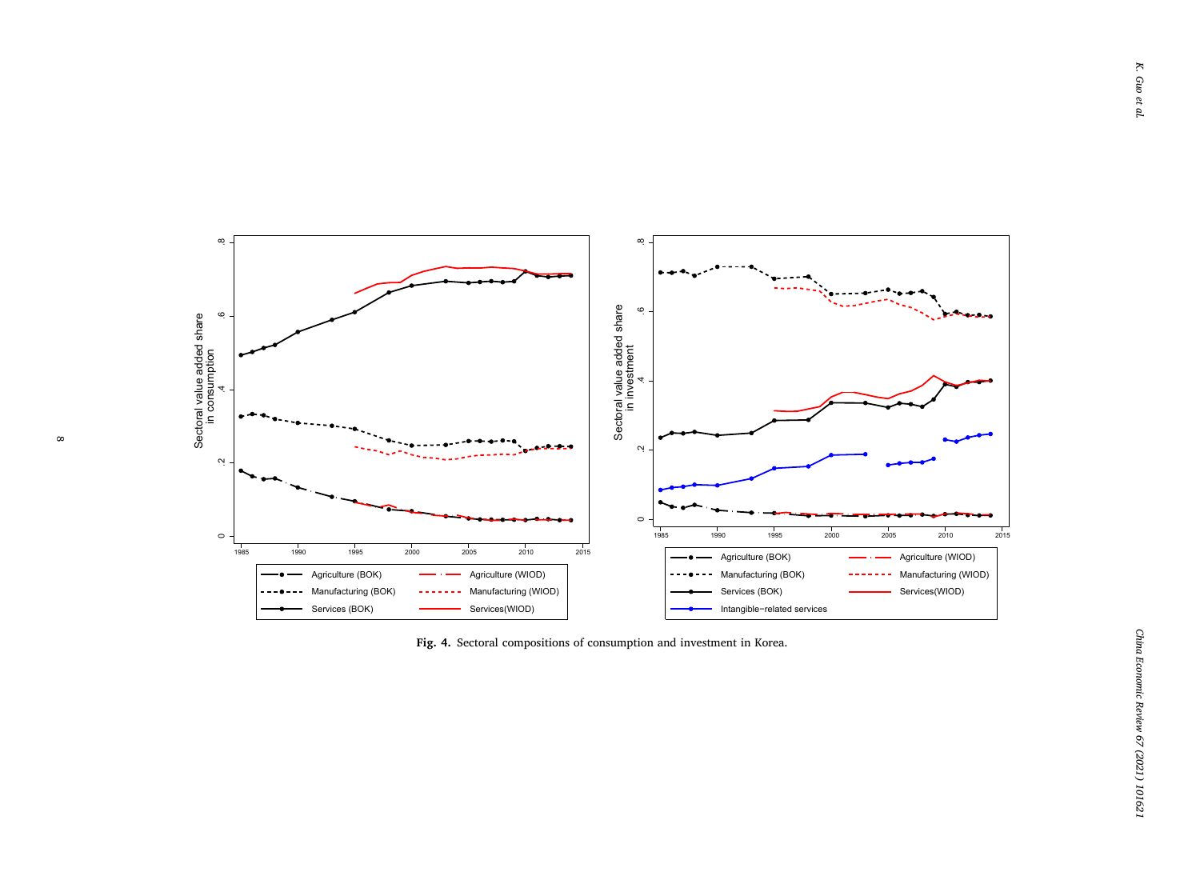**Fig. 4.** Sectoral compositions of consumption and investment in Korea.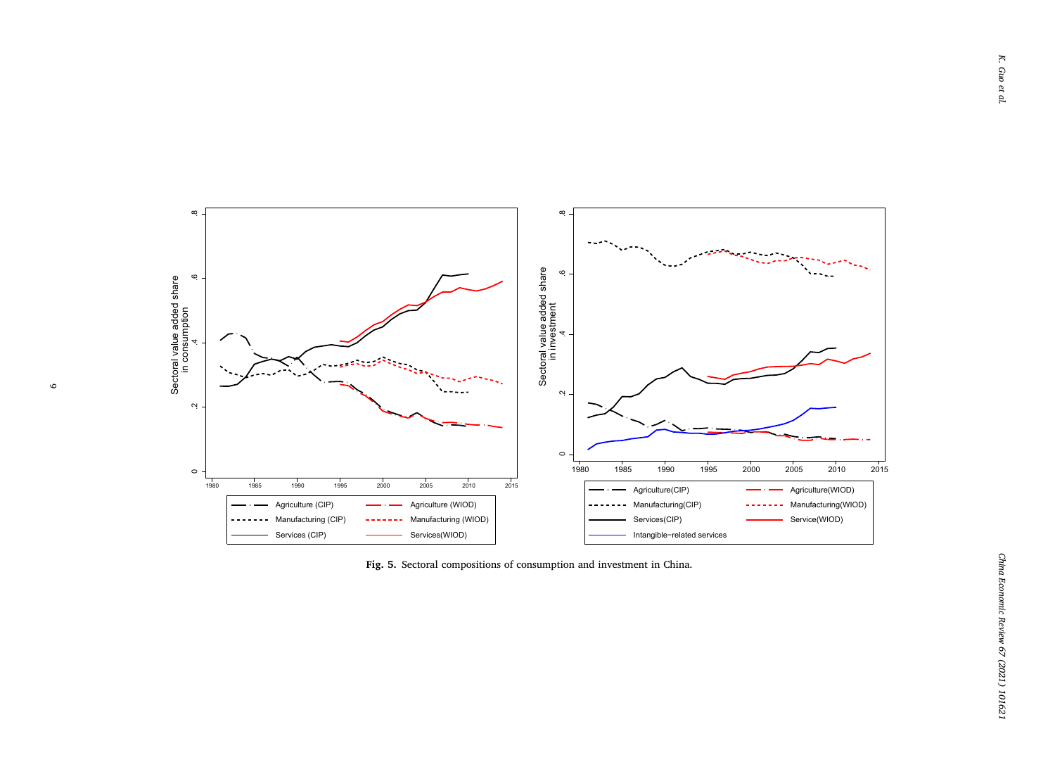Fig. 5. Sectoral compositions of consumption and investment in China.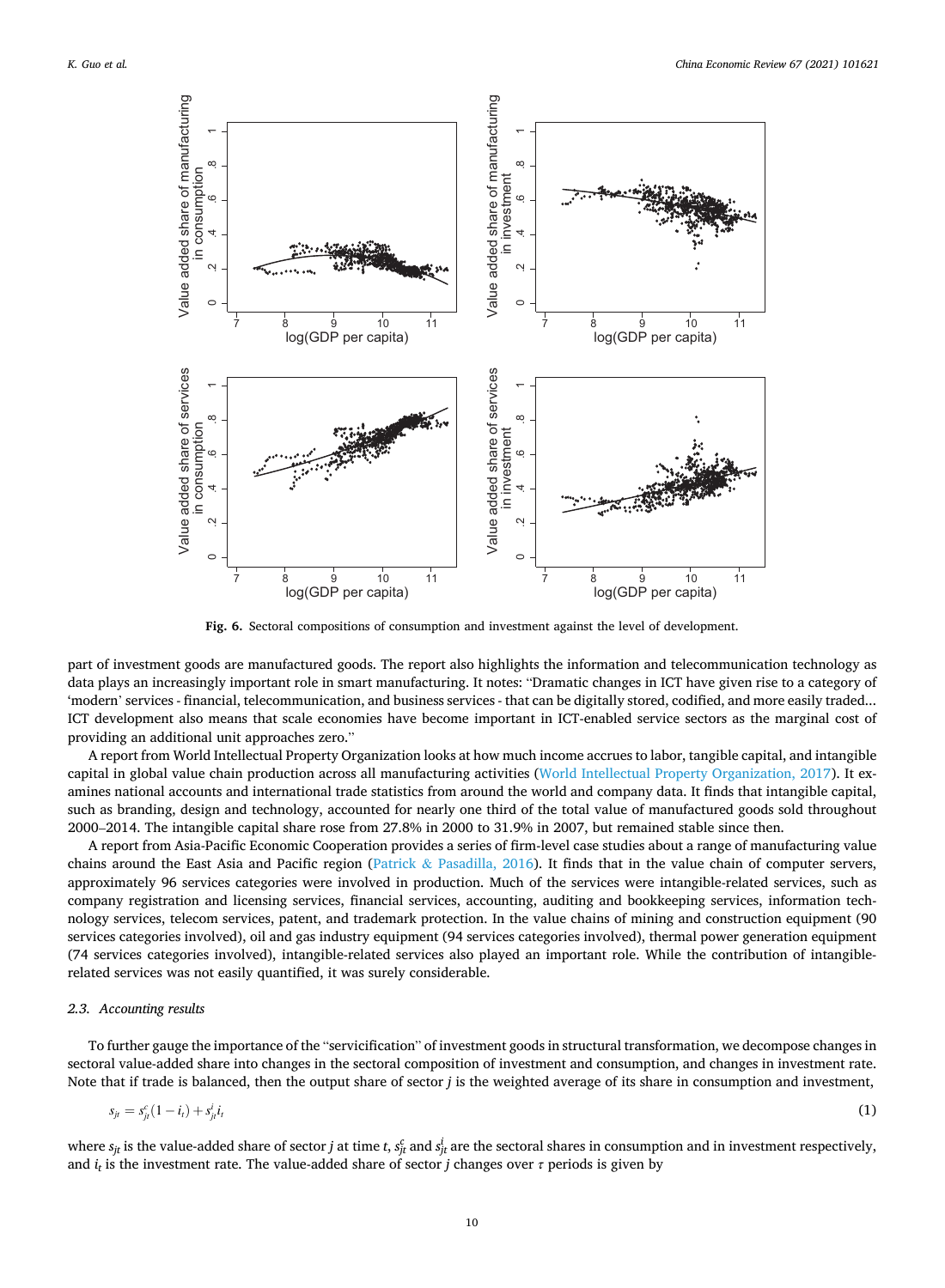Fig. 6. Sectoral compositions of consumption and investment against the level of development.

part of investment goods are manufactured goods. The report also highlights the information and telecommunication technology as data plays an increasingly important role in smart manufacturing. It notes: "Dramatic changes in ICT have given rise to a category of 'modern' services - financial, telecommunication, and business services - that can be digitally stored, codified, and more easily traded... ICT development also means that scale economies have become important in ICT-enabled service sectors as the marginal cost of providing an additional unit approaches zero."

A report from World Intellectual Property Organization looks at how much income accrues to labor, tangible capital, and intangible capital in global value chain production across all manufacturing activities (World Intellectual Property Organization, 2017). It examines national accounts and international trade statistics from around the world and company data. It finds that intangible capital, such as branding, design and technology, accounted for nearly one third of the total value of manufactured goods sold throughout 2000–2014. The intangible capital share rose from 27.8% in 2000 to 31.9% in 2007, but remained stable since then.

A report from Asia-Pacific Economic Cooperation provides a series of firm-level case studies about a range of manufacturing value chains around the East Asia and Pacific region (Patrick & Pasadilla, 2016). It finds that in the value chain of computer servers, approximately 96 services categories were involved in production. Much of the services were intangible-related services, such as company registration and licensing services, financial services, accounting, auditing and bookkeeping services, information technology services, telecom services, patent, and trademark protection. In the value chains of mining and construction equipment (90 services categories involved), oil and gas industry equipment (94 services categories involved), thermal power generation equipment (74 services categories involved), intangible-related services also played an important role. While the contribution of intangible-related services was not easily quantified, it was surely considerable.

### *2.3. Accounting results*

To further gauge the importance of the "servicification" of investment goods in structural transformation, we decompose changes in sectoral value-added share into changes in the sectoral composition of investment and consumption, and changes in investment rate. Note that if trade is balanced, then the output share of sector $j$ is the weighted average of its share in consumption and investment,

$$s_{jt} = s_{jt}^{c}(1 - i_t) + s_{jt}^{i} i_t \tag{1}$$

where $s_{jt}$ is the value-added share of sector $j$ at time $t$, $s_{jt}^{c}$ and $s_{jt}^{i}$ are the sectoral shares in consumption and in investment respectively, and $i_t$ is the investment rate. The value-added share of sector $j$ changes over $\tau$ periods is given by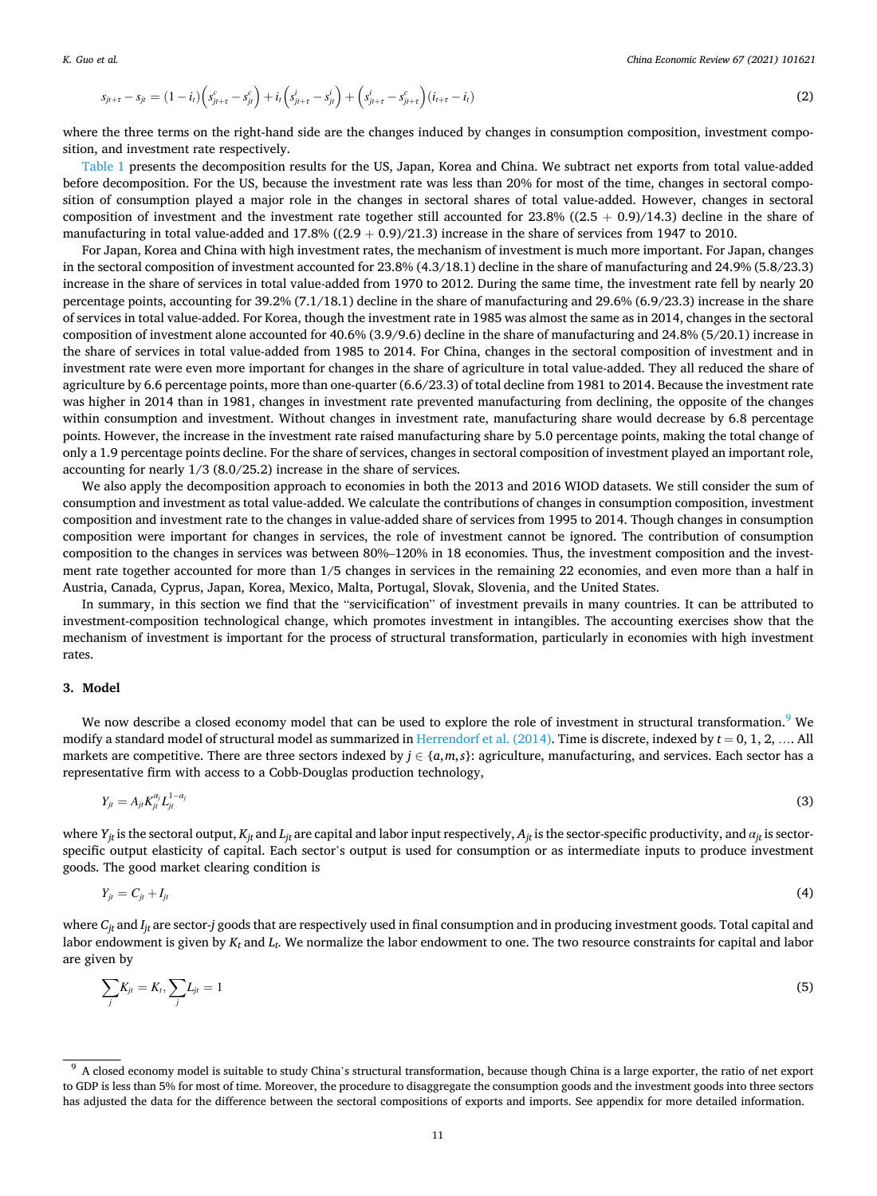$$s_{jt+\tau} - s_{jt} = (1 - i_t)\left(s^c_{jt+\tau} - s^c_{jt}\right) + i_t\left(s^i_{jt+\tau} - s^i_{jt}\right) + \left(s^i_{jt+\tau} - s^c_{jt+\tau}\right)(i_{t+\tau} - i_t) \tag{2}$$

where the three terms on the right-hand side are the changes induced by changes in consumption composition, investment composition, and investment rate respectively.

Table 1 presents the decomposition results for the US, Japan, Korea and China. We subtract net exports from total value-added before decomposition. For the US, because the investment rate was less than 20% for most of the time, changes in sectoral composition of consumption played a major role in the changes in sectoral shares of total value-added. However, changes in sectoral composition of investment and the investment rate together still accounted for 23.8% ((2.5 + 0.9)/14.3) decline in the share of manufacturing in total value-added and 17.8% ((2.9 + 0.9)/21.3) increase in the share of services from 1947 to 2010.

For Japan, Korea and China with high investment rates, the mechanism of investment is much more important. For Japan, changes in the sectoral composition of investment accounted for 23.8% (4.3/18.1) decline in the share of manufacturing and 24.9% (5.8/23.3) increase in the share of services in total value-added from 1970 to 2012. During the same time, the investment rate fell by nearly 20 percentage points, accounting for 39.2% (7.1/18.1) decline in the share of manufacturing and 29.6% (6.9/23.3) increase in the share of services in total value-added. For Korea, though the investment rate in 1985 was almost the same as in 2014, changes in the sectoral composition of investment alone accounted for 40.6% (3.9/9.6) decline in the share of manufacturing and 24.8% (5/20.1) increase in the share of services in total value-added from 1985 to 2014. For China, changes in the sectoral composition of investment and in investment rate were even more important for changes in the share of agriculture in total value-added. They all reduced the share of agriculture by 6.6 percentage points, more than one-quarter (6.6/23.3) of total decline from 1981 to 2014. Because the investment rate was higher in 2014 than in 1981, changes in investment rate prevented manufacturing from declining, the opposite of the changes within consumption and investment. Without changes in investment rate, manufacturing share would decrease by 6.8 percentage points. However, the increase in the investment rate raised manufacturing share by 5.0 percentage points, making the total change of only a 1.9 percentage points decline. For the share of services, changes in sectoral composition of investment played an important role, accounting for nearly 1/3 (8.0/25.2) increase in the share of services.

We also apply the decomposition approach to economies in both the 2013 and 2016 WIOD datasets. We still consider the sum of consumption and investment as total value-added. We calculate the contributions of changes in consumption composition, investment composition and investment rate to the changes in value-added share of services from 1995 to 2014. Though changes in consumption composition were important for changes in services, the role of investment cannot be ignored. The contribution of consumption composition to the changes in services was between 80%–120% in 18 economies. Thus, the investment composition and the investment rate together accounted for more than 1/5 changes in services in the remaining 22 economies, and even more than a half in Austria, Canada, Cyprus, Japan, Korea, Mexico, Malta, Portugal, Slovak, Slovenia, and the United States.

In summary, in this section we find that the "servicification" of investment prevails in many countries. It can be attributed to investment-composition technological change, which promotes investment in intangibles. The accounting exercises show that the mechanism of investment is important for the process of structural transformation, particularly in economies with high investment rates.

## 3. Model

We now describe a closed economy model that can be used to explore the role of investment in structural transformation.[9] We modify a standard model of structural model as summarized in Herrendorf et al. (2014). Time is discrete, indexed by $t = 0, 1, 2, \ldots$. All markets are competitive. There are three sectors indexed by $j \in \{a, m, s\}$: agriculture, manufacturing, and services. Each sector has a representative firm with access to a Cobb-Douglas production technology,

$$Y_{jt} = A_{jt} K_{jt}^{\alpha_j} L_{jt}^{1-\alpha_j} \tag{3}$$

where $Y_{jt}$ is the sectoral output, $K_{jt}$ and $L_{jt}$ are capital and labor input respectively, $A_{jt}$ is the sector-specific productivity, and $\alpha_{jt}$ is sector-specific output elasticity of capital. Each sector's output is used for consumption or as intermediate inputs to produce investment goods. The good market clearing condition is

$$Y_{jt} = C_{jt} + I_{jt} \tag{4}$$

where $C_{jt}$ and $I_{jt}$ are sector-$j$ goods that are respectively used in final consumption and in producing investment goods. Total capital and labor endowment is given by $K_t$ and $L_t$. We normalize the labor endowment to one. The two resource constraints for capital and labor are given by

$$\sum_j K_{jt} = K_t, \sum_j L_{jt} = 1 \tag{5}$$

[9] A closed economy model is suitable to study China's structural transformation, because though China is a large exporter, the ratio of net export to GDP is less than 5% for most of time. Moreover, the procedure to disaggregate the consumption goods and the investment goods into three sectors has adjusted the data for the difference between the sectoral compositions of exports and imports. See appendix for more detailed information.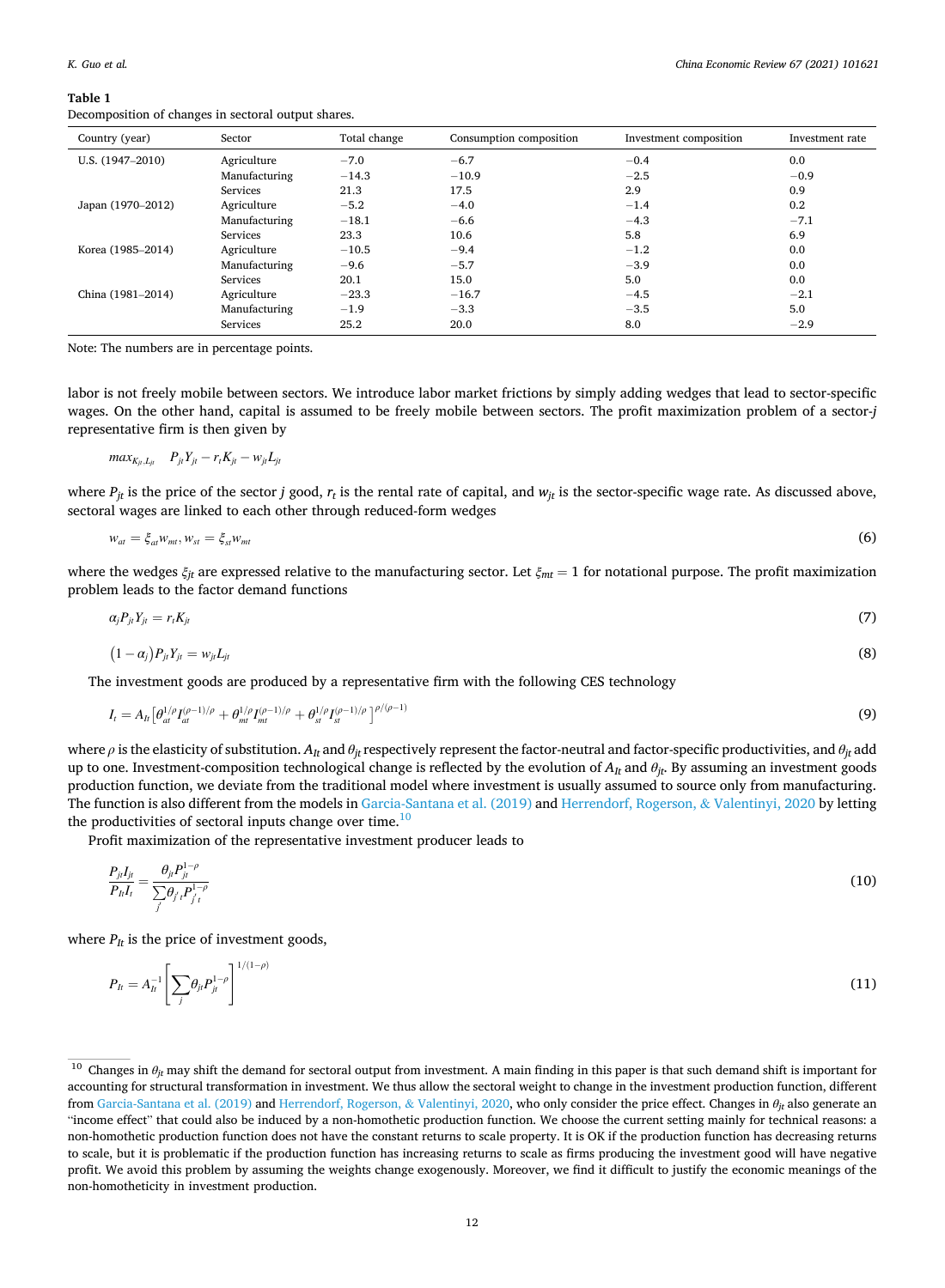**Table 1**
Decomposition of changes in sectoral output shares.

| Country (year) | Sector | Total change | Consumption composition | Investment composition | Investment rate |
|---|---|---|---|---|---|
| U.S. (1947–2010) | Agriculture | −7.0 | −6.7 | −0.4 | 0.0 |
| | Manufacturing | −14.3 | −10.9 | −2.5 | −0.9 |
| | Services | 21.3 | 17.5 | 2.9 | 0.9 |
| Japan (1970–2012) | Agriculture | −5.2 | −4.0 | −1.4 | 0.2 |
| | Manufacturing | −18.1 | −6.6 | −4.3 | −7.1 |
| | Services | 23.3 | 10.6 | 5.8 | 6.9 |
| Korea (1985–2014) | Agriculture | −10.5 | −9.4 | −1.2 | 0.0 |
| | Manufacturing | −9.6 | −5.7 | −3.9 | 0.0 |
| | Services | 20.1 | 15.0 | 5.0 | 0.0 |
| China (1981–2014) | Agriculture | −23.3 | −16.7 | −4.5 | −2.1 |
| | Manufacturing | −1.9 | −3.3 | −3.5 | 5.0 |
| | Services | 25.2 | 20.0 | 8.0 | −2.9 |

Note: The numbers are in percentage points.

labor is not freely mobile between sectors. We introduce labor market frictions by simply adding wedges that lead to sector-specific wages. On the other hand, capital is assumed to be freely mobile between sectors. The profit maximization problem of a sector-$j$ representative firm is then given by

$$max_{K_{jt},L_{jt}} \quad P_{jt}Y_{jt} - r_t K_{jt} - w_{jt}L_{jt}$$

where $P_{jt}$ is the price of the sector $j$ good, $r_t$ is the rental rate of capital, and $w_{jt}$ is the sector-specific wage rate. As discussed above, sectoral wages are linked to each other through reduced-form wedges

$$w_{at} = \xi_{at}w_{mt}, w_{st} = \xi_{st}w_{mt} \tag{6}$$

where the wedges $\xi_{jt}$ are expressed relative to the manufacturing sector. Let $\xi_{mt} = 1$ for notational purpose. The profit maximization problem leads to the factor demand functions

$$\alpha_j P_{jt}Y_{jt} = r_t K_{jt} \tag{7}$$

$$\left(1-\alpha_j\right)P_{jt}Y_{jt} = w_{jt}L_{jt} \tag{8}$$

The investment goods are produced by a representative firm with the following CES technology

$$I_t = A_{It}\left[\theta_{at}^{1/\rho}I_{at}^{(\rho-1)/\rho} + \theta_{mt}^{1/\rho}I_{mt}^{(\rho-1)/\rho} + \theta_{st}^{1/\rho}I_{st}^{(\rho-1)/\rho}\right]^{\rho/(\rho-1)} \tag{9}$$

where $\rho$ is the elasticity of substitution. $A_{It}$ and $\theta_{jt}$ respectively represent the factor-neutral and factor-specific productivities, and $\theta_{jt}$ add up to one. Investment-composition technological change is reflected by the evolution of $A_{It}$ and $\theta_{jt}$. By assuming an investment goods production function, we deviate from the traditional model where investment is usually assumed to source only from manufacturing. The function is also different from the models in Garcia-Santana et al. (2019) and Herrendorf, Rogerson, & Valentinyi, 2020 by letting the productivities of sectoral inputs change over time.[10]

Profit maximization of the representative investment producer leads to

$$\frac{P_{jt}I_{jt}}{P_{It}I_t} = \frac{\theta_{jt}P_{jt}^{1-\rho}}{\sum_{j'}\theta_{j't}P_{j't}^{1-\rho}} \tag{10}$$

where $P_{It}$ is the price of investment goods,

$$P_{It} = A_{It}^{-1}\left[\sum_j \theta_{jt}P_{jt}^{1-\rho}\right]^{1/(1-\rho)} \tag{11}$$

[10] Changes in $\theta_{jt}$ may shift the demand for sectoral output from investment. A main finding in this paper is that such demand shift is important for accounting for structural transformation in investment. We thus allow the sectoral weight to change in the investment production function, different from Garcia-Santana et al. (2019) and Herrendorf, Rogerson, & Valentinyi, 2020, who only consider the price effect. Changes in $\theta_{jt}$ also generate an "income effect" that could also be induced by a non-homothetic production function. We choose the current setting mainly for technical reasons: a non-homothetic production function does not have the constant returns to scale property. It is OK if the production function has decreasing returns to scale, but it is problematic if the production function has increasing returns to scale as firms producing the investment good will have negative profit. We avoid this problem by assuming the weights change exogenously. Moreover, we find it difficult to justify the economic meanings of the non-homotheticity in investment production.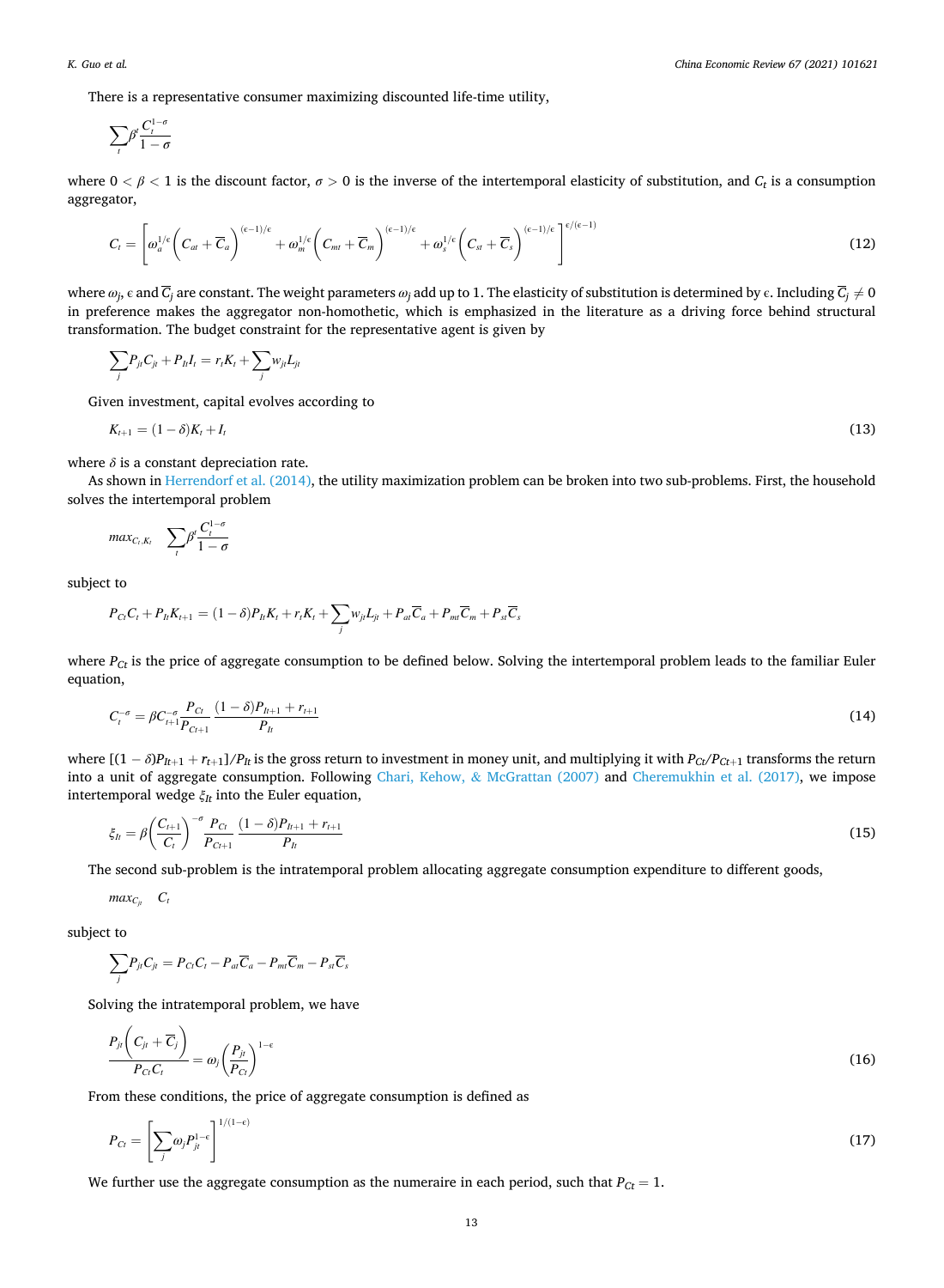There is a representative consumer maximizing discounted life-time utility,

$$\sum_t \beta^t \frac{C_t^{1-\sigma}}{1-\sigma}$$

where $0 < \beta < 1$ is the discount factor, $\sigma > 0$ is the inverse of the intertemporal elasticity of substitution, and $C_t$ is a consumption aggregator,

$$C_t = \left[\omega_a^{1/\epsilon}\left(C_{at} + \overline{C}_a\right)^{(\epsilon-1)/\epsilon} + \omega_m^{1/\epsilon}\left(C_{mt} + \overline{C}_m\right)^{(\epsilon-1)/\epsilon} + \omega_s^{1/\epsilon}\left(C_{st} + \overline{C}_s\right)^{(\epsilon-1)/\epsilon}\right]^{\epsilon/(\epsilon-1)} \tag{12}$$

where $\omega_j$, $\epsilon$ and $\overline{C}_j$ are constant. The weight parameters $\omega_j$ add up to 1. The elasticity of substitution is determined by $\epsilon$. Including $\overline{C}_j \neq 0$ in preference makes the aggregator non-homothetic, which is emphasized in the literature as a driving force behind structural transformation. The budget constraint for the representative agent is given by

$$\sum_j P_{jt} C_{jt} + P_{It} I_t = r_t K_t + \sum_j w_{jt} L_{jt}$$

Given investment, capital evolves according to

$$K_{t+1} = (1-\delta)K_t + I_t \tag{13}$$

where $\delta$ is a constant depreciation rate.

As shown in Herrendorf et al. (2014), the utility maximization problem can be broken into two sub-problems. First, the household solves the intertemporal problem

$$max_{C_t, K_t} \quad \sum_t \beta^t \frac{C_t^{1-\sigma}}{1-\sigma}$$

subject to

$$P_{Ct} C_t + P_{It} K_{t+1} = (1-\delta) P_{It} K_t + r_t K_t + \sum_j w_{jt} L_{jt} + P_{at}\overline{C}_a + P_{mt}\overline{C}_m + P_{st}\overline{C}_s$$

where $P_{Ct}$ is the price of aggregate consumption to be defined below. Solving the intertemporal problem leads to the familiar Euler equation,

$$C_t^{-\sigma} = \beta C_{t+1}^{-\sigma} \frac{P_{Ct}}{P_{Ct+1}} \frac{(1-\delta)P_{It+1} + r_{t+1}}{P_{It}} \tag{14}$$

where $[(1-\delta)P_{It+1} + r_{t+1}]/P_{It}$ is the gross return to investment in money unit, and multiplying it with $P_{Ct}/P_{Ct+1}$ transforms the return into a unit of aggregate consumption. Following Chari, Kehow, & McGrattan (2007) and Cheremukhin et al. (2017), we impose intertemporal wedge $\xi_{It}$ into the Euler equation,

$$\xi_{It} = \beta \left(\frac{C_{t+1}}{C_t}\right)^{-\sigma} \frac{P_{Ct}}{P_{Ct+1}} \frac{(1-\delta)P_{It+1} + r_{t+1}}{P_{It}} \tag{15}$$

The second sub-problem is the intratemporal problem allocating aggregate consumption expenditure to different goods,

$$max_{C_{jt}} \quad C_t$$

subject to

$$\sum_j P_{jt} C_{jt} = P_{Ct} C_t - P_{at}\overline{C}_a - P_{mt}\overline{C}_m - P_{st}\overline{C}_s$$

Solving the intratemporal problem, we have

$$\frac{P_{jt}\left(C_{jt} + \overline{C}_j\right)}{P_{Ct} C_t} = \omega_j \left(\frac{P_{jt}}{P_{Ct}}\right)^{1-\epsilon} \tag{16}$$

From these conditions, the price of aggregate consumption is defined as

$$P_{Ct} = \left[\sum_j \omega_j P_{jt}^{1-\epsilon}\right]^{1/(1-\epsilon)} \tag{17}$$

We further use the aggregate consumption as the numeraire in each period, such that $P_{Ct} = 1$.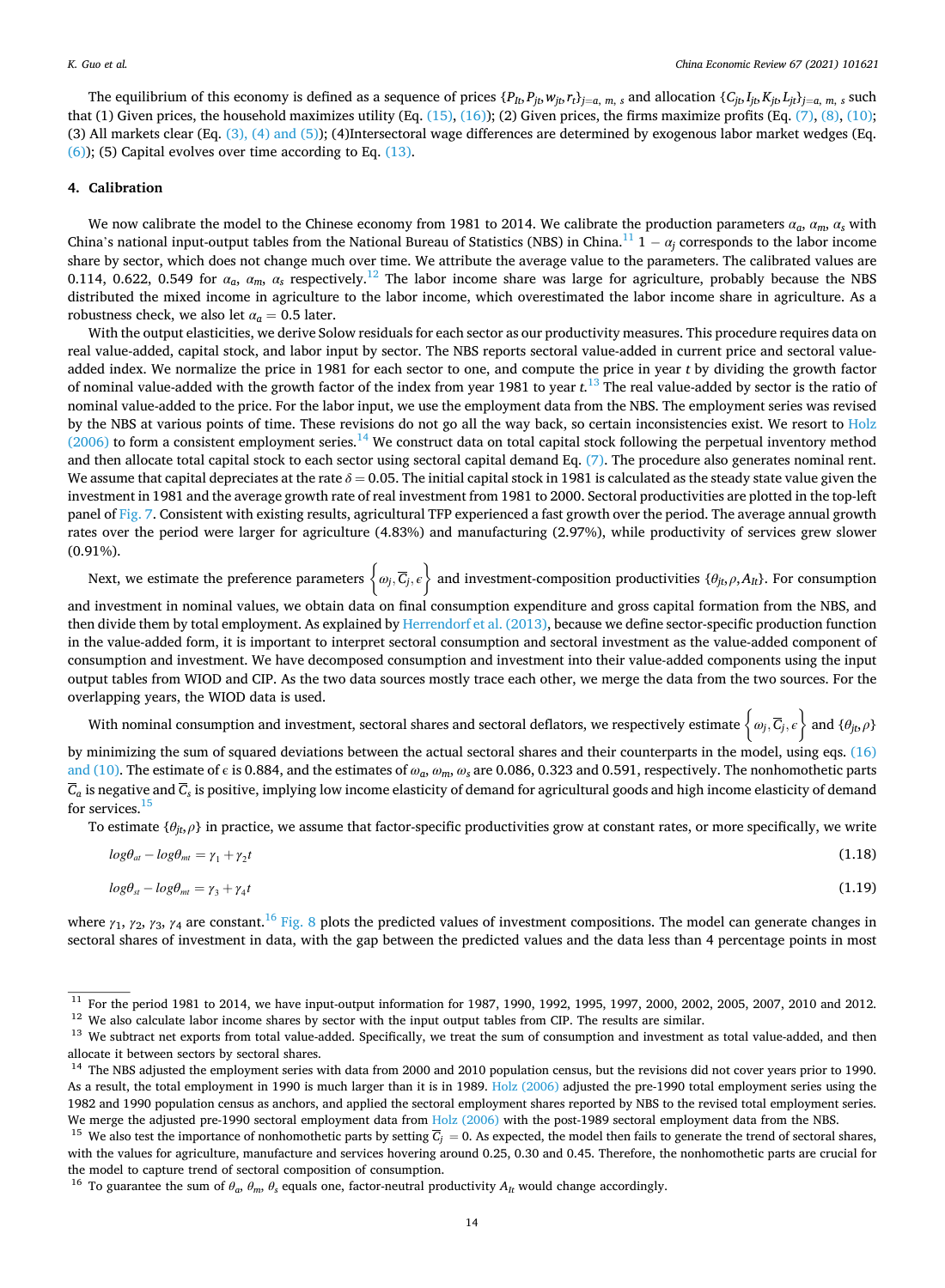The equilibrium of this economy is defined as a sequence of prices $\{P_{It}, P_{jt}, w_{jt}, r_t\}_{j=a,\,m,\,s}$ and allocation $\{C_{jt}, I_{jt}, K_{jt}, L_{jt}\}_{j=a,\,m,\,s}$ such that (1) Given prices, the household maximizes utility (Eq. (15), (16)); (2) Given prices, the firms maximize profits (Eq. (7), (8), (10); (3) All markets clear (Eq. (3), (4) and (5)); (4)Intersectoral wage differences are determined by exogenous labor market wedges (Eq. (6)); (5) Capital evolves over time according to Eq. (13).

## 4. Calibration

We now calibrate the model to the Chinese economy from 1981 to 2014. We calibrate the production parameters $\alpha_a$, $\alpha_m$, $\alpha_s$ with China's national input-output tables from the National Bureau of Statistics (NBS) in China.[11] $1-\alpha_j$ corresponds to the labor income share by sector, which does not change much over time. We attribute the average value to the parameters. The calibrated values are 0.114, 0.622, 0.549 for $\alpha_a$, $\alpha_m$, $\alpha_s$ respectively.[12] The labor income share was large for agriculture, probably because the NBS distributed the mixed income in agriculture to the labor income, which overestimated the labor income share in agriculture. As a robustness check, we also let $\alpha_a = 0.5$ later.

With the output elasticities, we derive Solow residuals for each sector as our productivity measures. This procedure requires data on real value-added, capital stock, and labor input by sector. The NBS reports sectoral value-added in current price and sectoral value-added index. We normalize the price in 1981 for each sector to one, and compute the price in year $t$ by dividing the growth factor of nominal value-added with the growth factor of the index from year 1981 to year $t$.[13] The real value-added by sector is the ratio of nominal value-added to the price. For the labor input, we use the employment data from the NBS. The employment series was revised by the NBS at various points of time. These revisions do not go all the way back, so certain inconsistencies exist. We resort to Holz (2006) to form a consistent employment series.[14] We construct data on total capital stock following the perpetual inventory method and then allocate total capital stock to each sector using sectoral capital demand Eq. (7). The procedure also generates nominal rent. We assume that capital depreciates at the rate $\delta = 0.05$. The initial capital stock in 1981 is calculated as the steady state value given the investment in 1981 and the average growth rate of real investment from 1981 to 2000. Sectoral productivities are plotted in the top-left panel of Fig. 7. Consistent with existing results, agricultural TFP experienced a fast growth over the period. The average annual growth rates over the period were larger for agriculture (4.83%) and manufacturing (2.97%), while productivity of services grew slower (0.91%).

Next, we estimate the preference parameters $\left\{\omega_j, \overline{C}_j, \epsilon\right\}$ and investment-composition productivities $\{\theta_{jt}, \rho, A_{It}\}$. For consumption and investment in nominal values, we obtain data on final consumption expenditure and gross capital formation from the NBS, and then divide them by total employment. As explained by Herrendorf et al. (2013), because we define sector-specific production function in the value-added form, it is important to interpret sectoral consumption and sectoral investment as the value-added component of consumption and investment. We have decomposed consumption and investment into their value-added components using the input output tables from WIOD and CIP. As the two data sources mostly trace each other, we merge the data from the two sources. For the overlapping years, the WIOD data is used.

With nominal consumption and investment, sectoral shares and sectoral deflators, we respectively estimate $\left\{\omega_j, \overline{C}_j, \epsilon\right\}$ and $\{\theta_{jt}, \rho\}$ by minimizing the sum of squared deviations between the actual sectoral shares and their counterparts in the model, using eqs. (16) and (10). The estimate of $\epsilon$ is 0.884, and the estimates of $\omega_a$, $\omega_m$, $\omega_s$ are 0.086, 0.323 and 0.591, respectively. The nonhomothetic parts $\overline{C}_a$ is negative and $\overline{C}_s$ is positive, implying low income elasticity of demand for agricultural goods and high income elasticity of demand for services.[15]

To estimate $\{\theta_{jt}, \rho\}$ in practice, we assume that factor-specific productivities grow at constant rates, or more specifically, we write

$$log\theta_{at} - log\theta_{mt} = \gamma_1 + \gamma_2 t \tag{1.18}$$

$$log\theta_{st} - log\theta_{mt} = \gamma_3 + \gamma_4 t \tag{1.19}$$

where $\gamma_1$, $\gamma_2$, $\gamma_3$, $\gamma_4$ are constant.[16] Fig. 8 plots the predicted values of investment compositions. The model can generate changes in sectoral shares of investment in data, with the gap between the predicted values and the data less than 4 percentage points in most

---

[11] For the period 1981 to 2014, we have input-output information for 1987, 1990, 1992, 1995, 1997, 2000, 2002, 2005, 2007, 2010 and 2012.

[12] We also calculate labor income shares by sector with the input output tables from CIP. The results are similar.

[13] We subtract net exports from total value-added. Specifically, we treat the sum of consumption and investment as total value-added, and then allocate it between sectors by sectoral shares.

[14] The NBS adjusted the employment series with data from 2000 and 2010 population census, but the revisions did not cover years prior to 1990. As a result, the total employment in 1990 is much larger than it is in 1989. Holz (2006) adjusted the pre-1990 total employment series using the 1982 and 1990 population census as anchors, and applied the sectoral employment shares reported by NBS to the revised total employment series. We merge the adjusted pre-1990 sectoral employment data from Holz (2006) with the post-1989 sectoral employment data from the NBS.

[15] We also test the importance of nonhomothetic parts by setting $\overline{C}_j = 0$. As expected, the model then fails to generate the trend of sectoral shares, with the values for agriculture, manufacture and services hovering around 0.25, 0.30 and 0.45. Therefore, the nonhomothetic parts are crucial for the model to capture trend of sectoral composition of consumption.

[16] To guarantee the sum of $\theta_a$, $\theta_m$, $\theta_s$ equals one, factor-neutral productivity $A_{It}$ would change accordingly.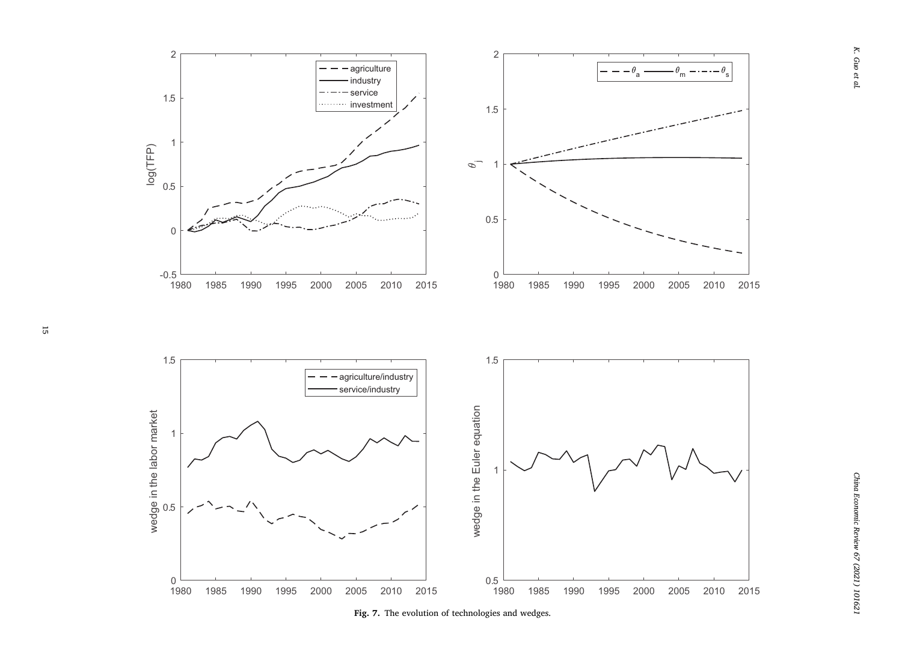**Fig. 7.** The evolution of technologies and wedges.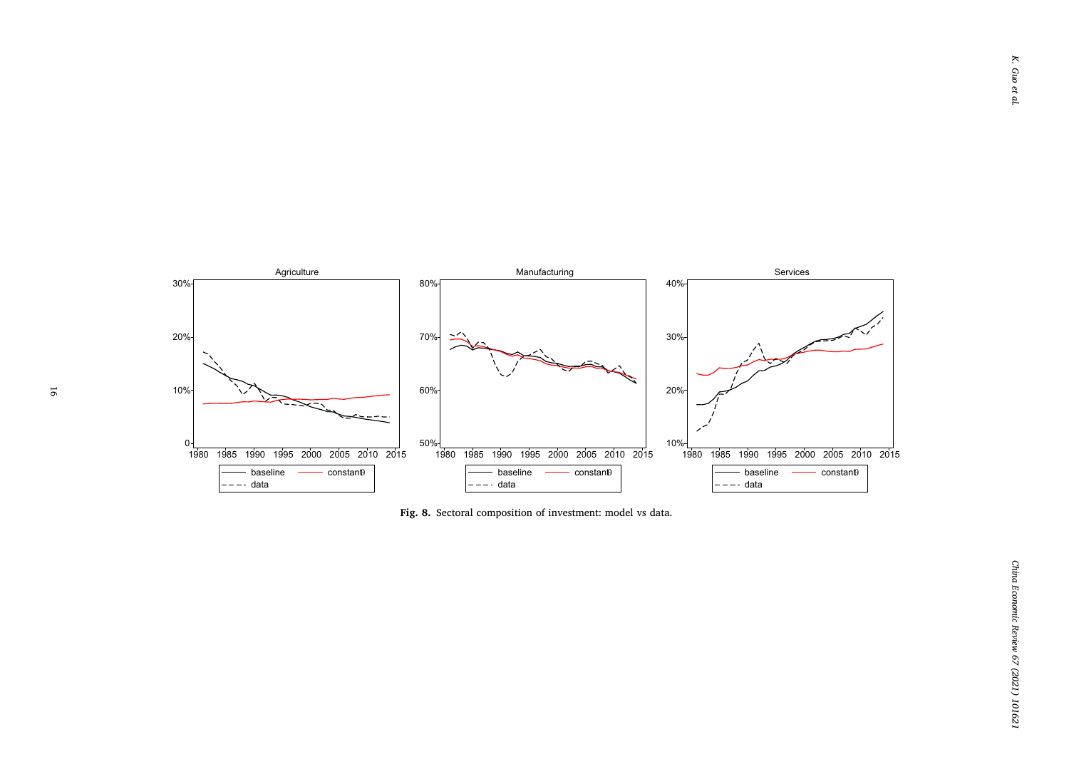**Fig. 8.** Sectoral composition of investment: model vs data.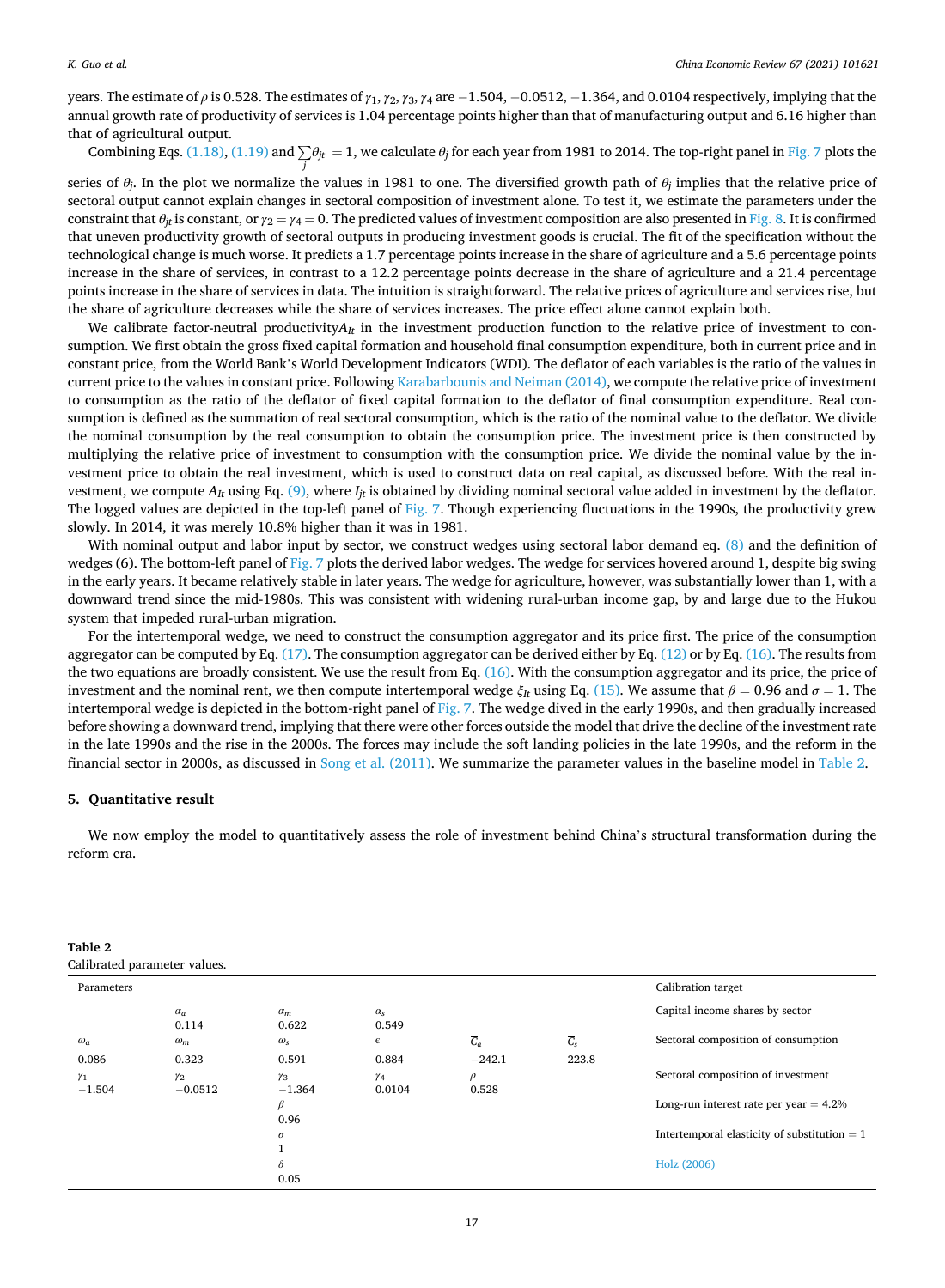years. The estimate of $\rho$ is 0.528. The estimates of $\gamma_1, \gamma_2, \gamma_3, \gamma_4$ are $-1.504$, $-0.0512$, $-1.364$, and 0.0104 respectively, implying that the annual growth rate of productivity of services is 1.04 percentage points higher than that of manufacturing output and 6.16 higher than that of agricultural output.

Combining Eqs. (1.18), (1.19) and $\sum_j \theta_{jt} = 1$, we calculate $\theta_j$ for each year from 1981 to 2014. The top-right panel in Fig. 7 plots the series of $\theta_j$. In the plot we normalize the values in 1981 to one. The diversified growth path of $\theta_j$ implies that the relative price of sectoral output cannot explain changes in sectoral composition of investment alone. To test it, we estimate the parameters under the constraint that $\theta_{jt}$ is constant, or $\gamma_2 = \gamma_4 = 0$. The predicted values of investment composition are also presented in Fig. 8. It is confirmed that uneven productivity growth of sectoral outputs in producing investment goods is crucial. The fit of the specification without the technological change is much worse. It predicts a 1.7 percentage points increase in the share of agriculture and a 5.6 percentage points increase in the share of services, in contrast to a 12.2 percentage points decrease in the share of agriculture and a 21.4 percentage points increase in the share of services in data. The intuition is straightforward. The relative prices of agriculture and services rise, but the share of agriculture decreases while the share of services increases. The price effect alone cannot explain both.

We calibrate factor-neutral productivity$A_{It}$ in the investment production function to the relative price of investment to consumption. We first obtain the gross fixed capital formation and household final consumption expenditure, both in current price and in constant price, from the World Bank's World Development Indicators (WDI). The deflator of each variables is the ratio of the values in current price to the values in constant price. Following Karabarbounis and Neiman (2014), we compute the relative price of investment to consumption as the ratio of the deflator of fixed capital formation to the deflator of final consumption expenditure. Real consumption is defined as the summation of real sectoral consumption, which is the ratio of the nominal value to the deflator. We divide the nominal consumption by the real consumption to obtain the consumption price. The investment price is then constructed by multiplying the relative price of investment to consumption with the consumption price. We divide the nominal value by the investment price to obtain the real investment, which is used to construct data on real capital, as discussed before. With the real investment, we compute $A_{It}$ using Eq. (9), where $I_{jt}$ is obtained by dividing nominal sectoral value added in investment by the deflator. The logged values are depicted in the top-left panel of Fig. 7. Though experiencing fluctuations in the 1990s, the productivity grew slowly. In 2014, it was merely 10.8% higher than it was in 1981.

With nominal output and labor input by sector, we construct wedges using sectoral labor demand eq. (8) and the definition of wedges (6). The bottom-left panel of Fig. 7 plots the derived labor wedges. The wedge for services hovered around 1, despite big swing in the early years. It became relatively stable in later years. The wedge for agriculture, however, was substantially lower than 1, with a downward trend since the mid-1980s. This was consistent with widening rural-urban income gap, by and large due to the Hukou system that impeded rural-urban migration.

For the intertemporal wedge, we need to construct the consumption aggregator and its price first. The price of the consumption aggregator can be computed by Eq. (17). The consumption aggregator can be derived either by Eq. (12) or by Eq. (16). The results from the two equations are broadly consistent. We use the result from Eq. (16). With the consumption aggregator and its price, the price of investment and the nominal rent, we then compute intertemporal wedge $\xi_{It}$ using Eq. (15). We assume that $\beta = 0.96$ and $\sigma = 1$. The intertemporal wedge is depicted in the bottom-right panel of Fig. 7. The wedge dived in the early 1990s, and then gradually increased before showing a downward trend, implying that there were other forces outside the model that drive the decline of the investment rate in the late 1990s and the rise in the 2000s. The forces may include the soft landing policies in the late 1990s, and the reform in the financial sector in 2000s, as discussed in Song et al. (2011). We summarize the parameter values in the baseline model in Table 2.

## 5. Quantitative result

We now employ the model to quantitatively assess the role of investment behind China's structural transformation during the reform era.

**Table 2**
Calibrated parameter values.

| Parameters | | | | | | Calibration target |
|---|---|---|---|---|---|---|
| | $\alpha_a$ 0.114 | $\alpha_m$ 0.622 | $\alpha_s$ 0.549 | | | Capital income shares by sector |
| $\omega_a$ 0.086 | $\omega_m$ 0.323 | $\omega_s$ 0.591 | $\epsilon$ 0.884 | $\overline{C}_a$ $-242.1$ | $\overline{C}_s$ 223.8 | Sectoral composition of consumption |
| $\gamma_1$ $-1.504$ | $\gamma_2$ $-0.0512$ | $\gamma_3$ $-1.364$ | $\gamma_4$ 0.0104 | $\rho$ 0.528 | | Sectoral composition of investment |
| | | $\beta$ 0.96 | | | | Long-run interest rate per year = 4.2% |
| | | $\sigma$ 1 | | | | Intertemporal elasticity of substitution = 1 |
| | | $\delta$ 0.05 | | | | Holz (2006) |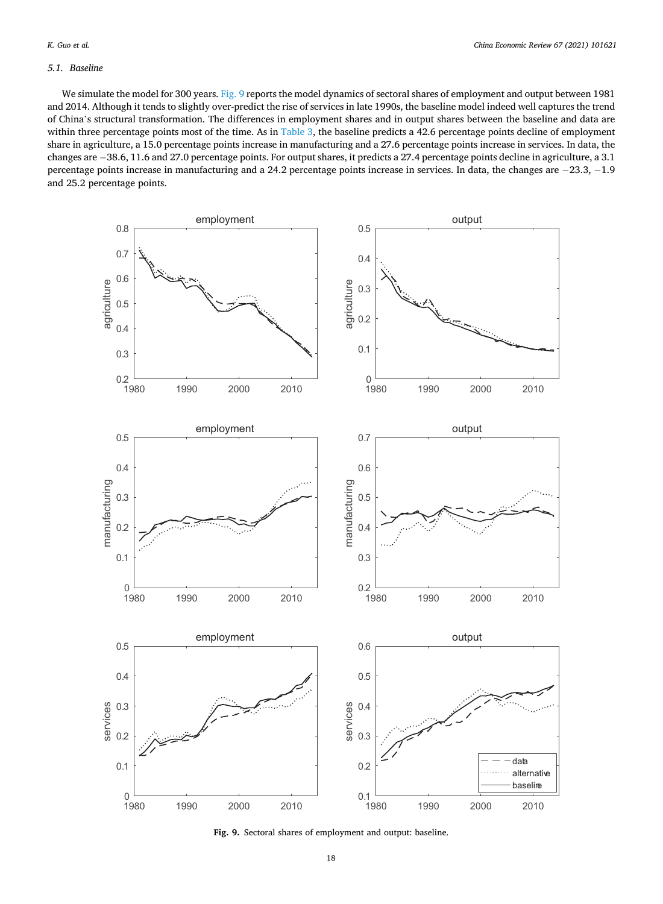### 5.1. Baseline

We simulate the model for 300 years. Fig. 9 reports the model dynamics of sectoral shares of employment and output between 1981 and 2014. Although it tends to slightly over-predict the rise of services in late 1990s, the baseline model indeed well captures the trend of China's structural transformation. The differences in employment shares and in output shares between the baseline and data are within three percentage points most of the time. As in Table 3, the baseline predicts a 42.6 percentage points decline of employment share in agriculture, a 15.0 percentage points increase in manufacturing and a 27.6 percentage points increase in services. In data, the changes are −38.6, 11.6 and 27.0 percentage points. For output shares, it predicts a 27.4 percentage points decline in agriculture, a 3.1 percentage points increase in manufacturing and a 24.2 percentage points increase in services. In data, the changes are −23.3, −1.9 and 25.2 percentage points.

**Fig. 9.** Sectoral shares of employment and output: baseline.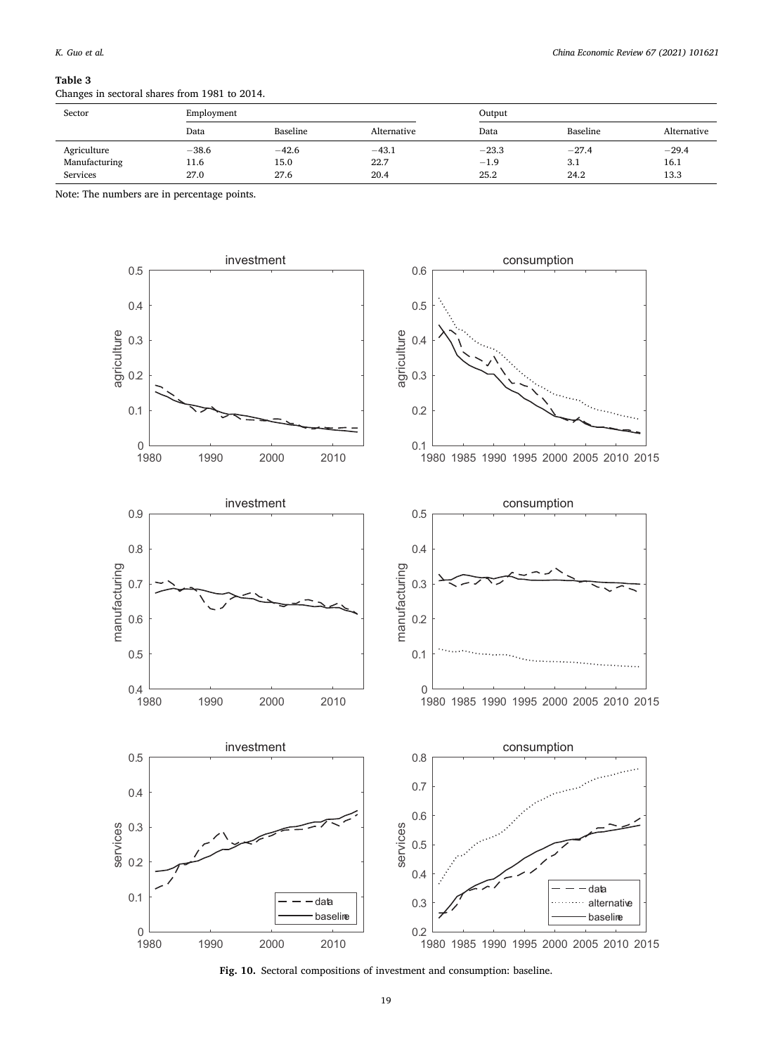**Table 3**
Changes in sectoral shares from 1981 to 2014.

| Sector | Employment | | | Output | | |
|---|---|---|---|---|---|---|
| | Data | Baseline | Alternative | Data | Baseline | Alternative |
| Agriculture | −38.6 | −42.6 | −43.1 | −23.3 | −27.4 | −29.4 |
| Manufacturing | 11.6 | 15.0 | 22.7 | −1.9 | 3.1 | 16.1 |
| Services | 27.0 | 27.6 | 20.4 | 25.2 | 24.2 | 13.3 |

Note: The numbers are in percentage points.

**Fig. 10.** Sectoral compositions of investment and consumption: baseline.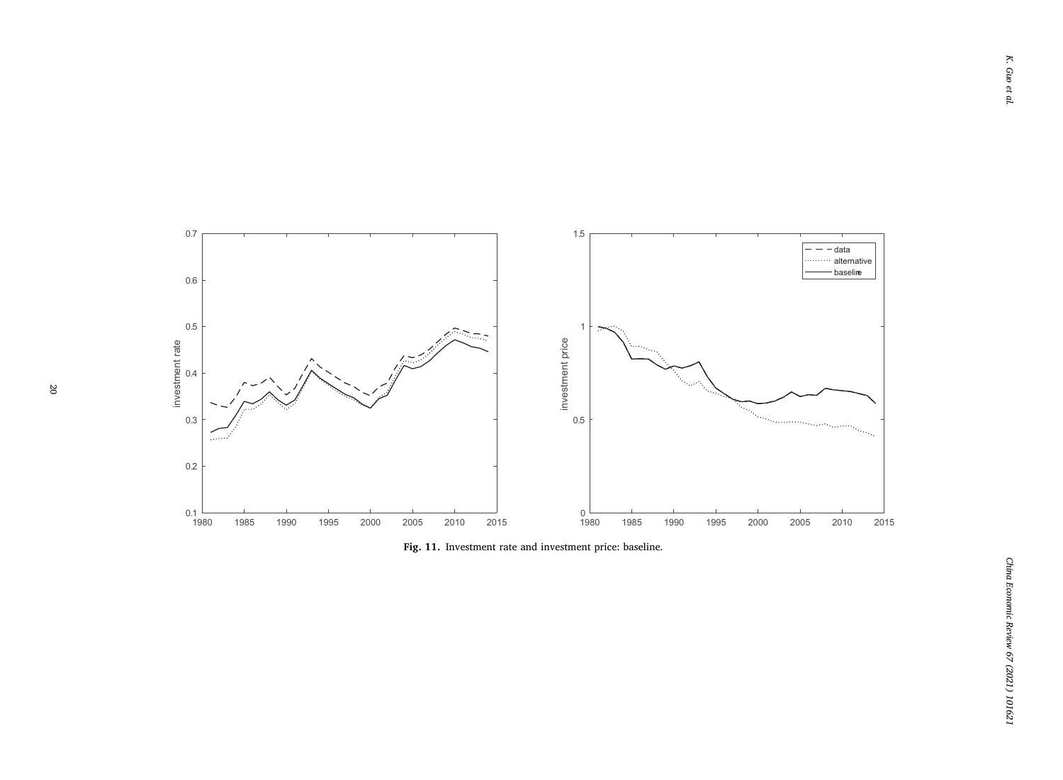Fig. 11. Investment rate and investment price: baseline.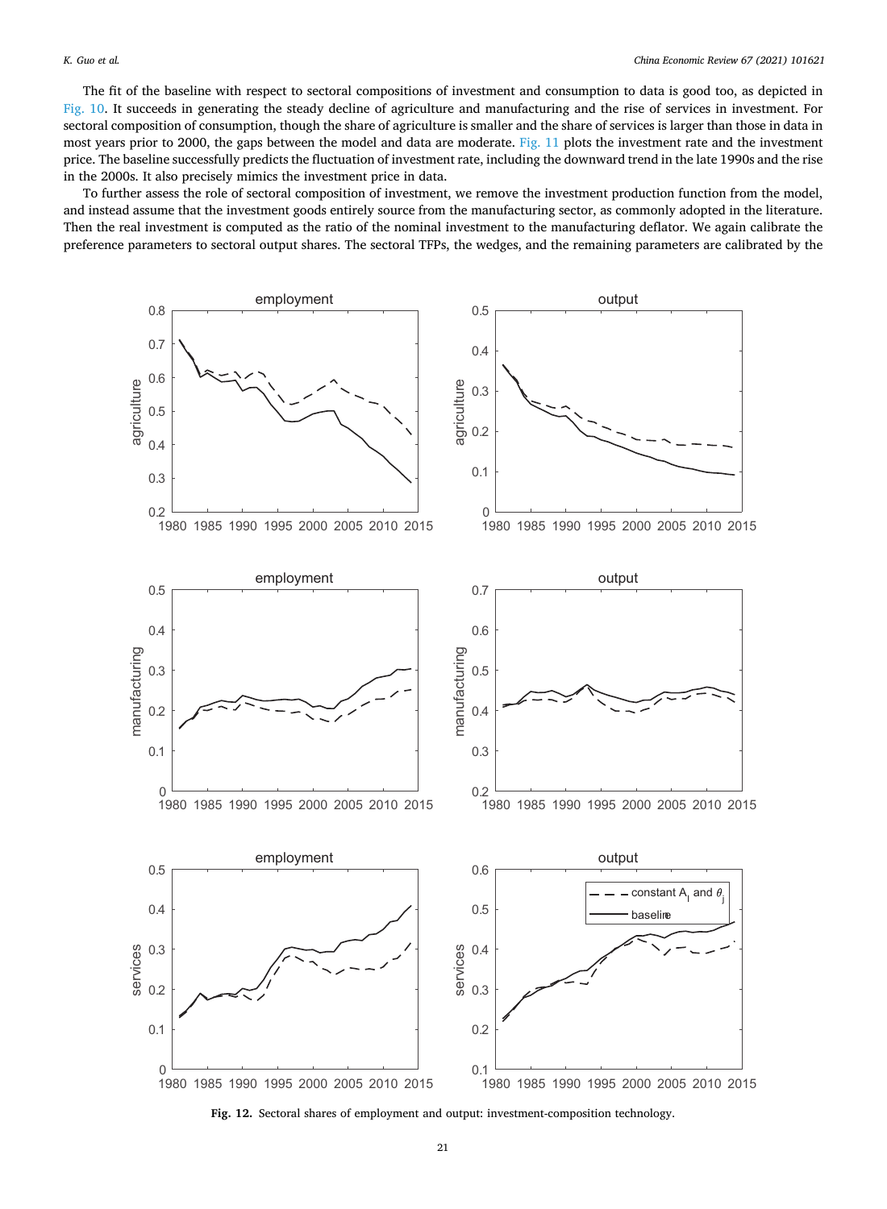The fit of the baseline with respect to sectoral compositions of investment and consumption to data is good too, as depicted in Fig. 10. It succeeds in generating the steady decline of agriculture and manufacturing and the rise of services in investment. For sectoral composition of consumption, though the share of agriculture is smaller and the share of services is larger than those in data in most years prior to 2000, the gaps between the model and data are moderate. Fig. 11 plots the investment rate and the investment price. The baseline successfully predicts the fluctuation of investment rate, including the downward trend in the late 1990s and the rise in the 2000s. It also precisely mimics the investment price in data.

To further assess the role of sectoral composition of investment, we remove the investment production function from the model, and instead assume that the investment goods entirely source from the manufacturing sector, as commonly adopted in the literature. Then the real investment is computed as the ratio of the nominal investment to the manufacturing deflator. We again calibrate the preference parameters to sectoral output shares. The sectoral TFPs, the wedges, and the remaining parameters are calibrated by the

**Fig. 12.** Sectoral shares of employment and output: investment-composition technology.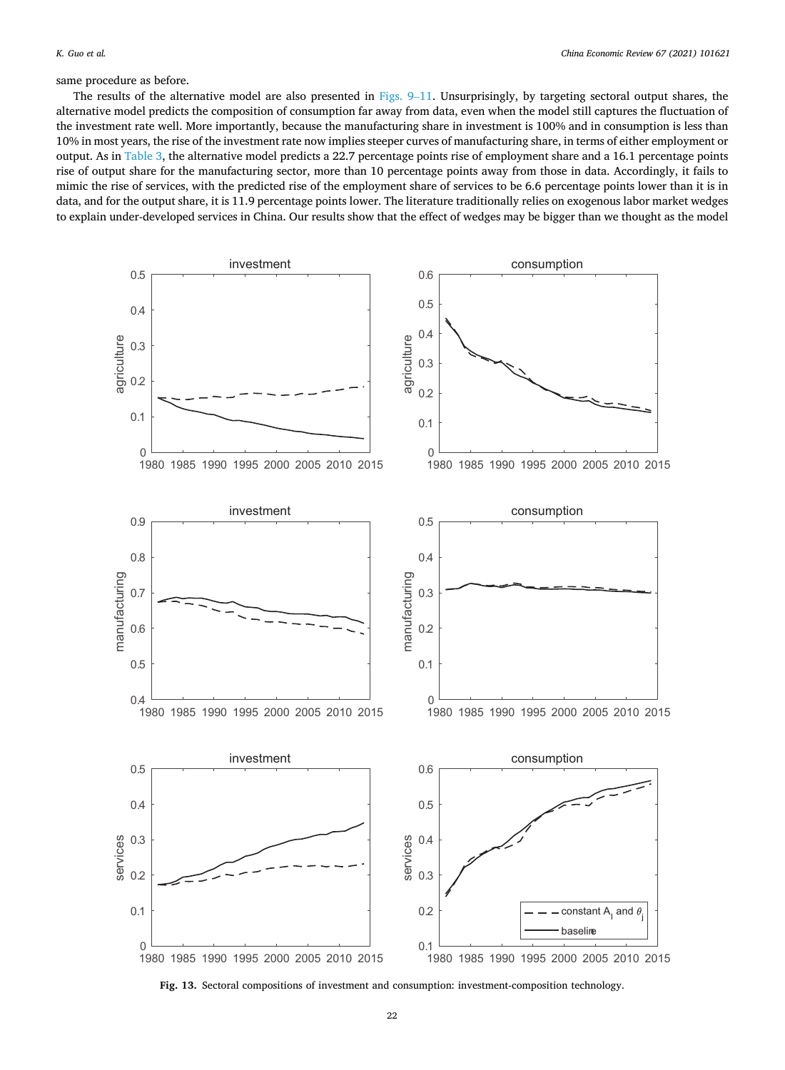same procedure as before.

The results of the alternative model are also presented in Figs. 9–11. Unsurprisingly, by targeting sectoral output shares, the alternative model predicts the composition of consumption far away from data, even when the model still captures the fluctuation of the investment rate well. More importantly, because the manufacturing share in investment is 100% and in consumption is less than 10% in most years, the rise of the investment rate now implies steeper curves of manufacturing share, in terms of either employment or output. As in Table 3, the alternative model predicts a 22.7 percentage points rise of employment share and a 16.1 percentage points rise of output share for the manufacturing sector, more than 10 percentage points away from those in data. Accordingly, it fails to mimic the rise of services, with the predicted rise of the employment share of services to be 6.6 percentage points lower than it is in data, and for the output share, it is 11.9 percentage points lower. The literature traditionally relies on exogenous labor market wedges to explain under-developed services in China. Our results show that the effect of wedges may be bigger than we thought as the model

**Fig. 13.** Sectoral compositions of investment and consumption: investment-composition technology.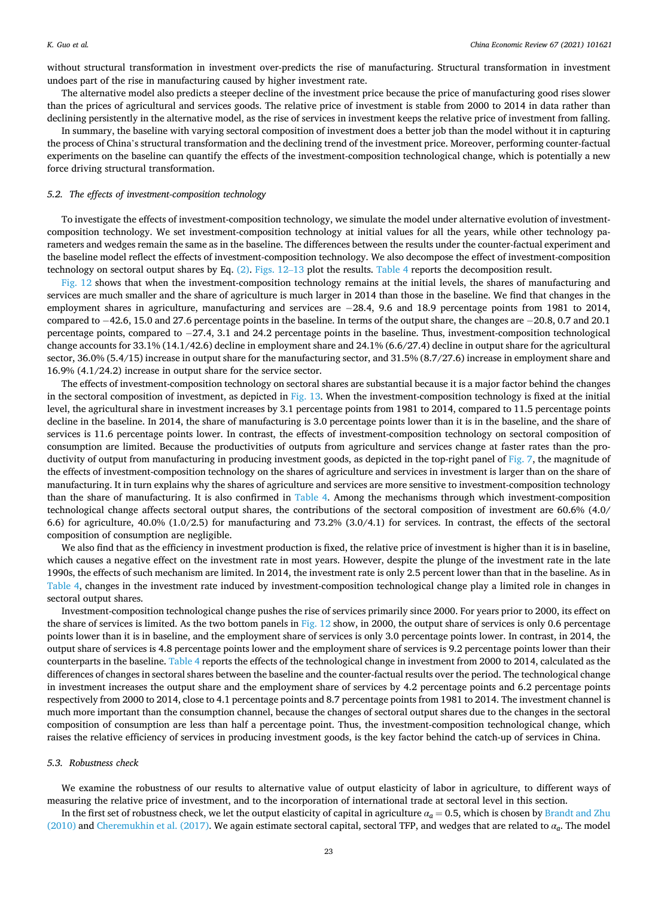without structural transformation in investment over-predicts the rise of manufacturing. Structural transformation in investment undoes part of the rise in manufacturing caused by higher investment rate.

The alternative model also predicts a steeper decline of the investment price because the price of manufacturing good rises slower than the prices of agricultural and services goods. The relative price of investment is stable from 2000 to 2014 in data rather than declining persistently in the alternative model, as the rise of services in investment keeps the relative price of investment from falling.

In summary, the baseline with varying sectoral composition of investment does a better job than the model without it in capturing the process of China's structural transformation and the declining trend of the investment price. Moreover, performing counter-factual experiments on the baseline can quantify the effects of the investment-composition technological change, which is potentially a new force driving structural transformation.

### 5.2. The effects of investment-composition technology

To investigate the effects of investment-composition technology, we simulate the model under alternative evolution of investment-composition technology. We set investment-composition technology at initial values for all the years, while other technology parameters and wedges remain the same as in the baseline. The differences between the results under the counter-factual experiment and the baseline model reflect the effects of investment-composition technology. We also decompose the effect of investment-composition technology on sectoral output shares by Eq. (2). Figs. 12–13 plot the results. Table 4 reports the decomposition result.

Fig. 12 shows that when the investment-composition technology remains at the initial levels, the shares of manufacturing and services are much smaller and the share of agriculture is much larger in 2014 than those in the baseline. We find that changes in the employment shares in agriculture, manufacturing and services are −28.4, 9.6 and 18.9 percentage points from 1981 to 2014, compared to −42.6, 15.0 and 27.6 percentage points in the baseline. In terms of the output share, the changes are −20.8, 0.7 and 20.1 percentage points, compared to −27.4, 3.1 and 24.2 percentage points in the baseline. Thus, investment-composition technological change accounts for 33.1% (14.1/42.6) decline in employment share and 24.1% (6.6/27.4) decline in output share for the agricultural sector, 36.0% (5.4/15) increase in output share for the manufacturing sector, and 31.5% (8.7/27.6) increase in employment share and 16.9% (4.1/24.2) increase in output share for the service sector.

The effects of investment-composition technology on sectoral shares are substantial because it is a major factor behind the changes in the sectoral composition of investment, as depicted in Fig. 13. When the investment-composition technology is fixed at the initial level, the agricultural share in investment increases by 3.1 percentage points from 1981 to 2014, compared to 11.5 percentage points decline in the baseline. In 2014, the share of manufacturing is 3.0 percentage points lower than it is in the baseline, and the share of services is 11.6 percentage points lower. In contrast, the effects of investment-composition technology on sectoral composition of consumption are limited. Because the productivities of outputs from agriculture and services change at faster rates than the productivity of output from manufacturing in producing investment goods, as depicted in the top-right panel of Fig. 7, the magnitude of the effects of investment-composition technology on the shares of agriculture and services in investment is larger than on the share of manufacturing. It in turn explains why the shares of agriculture and services are more sensitive to investment-composition technology than the share of manufacturing. It is also confirmed in Table 4. Among the mechanisms through which investment-composition technological change affects sectoral output shares, the contributions of the sectoral composition of investment are 60.6% (4.0/6.6) for agriculture, 40.0% (1.0/2.5) for manufacturing and 73.2% (3.0/4.1) for services. In contrast, the effects of the sectoral composition of consumption are negligible.

We also find that as the efficiency in investment production is fixed, the relative price of investment is higher than it is in baseline, which causes a negative effect on the investment rate in most years. However, despite the plunge of the investment rate in the late 1990s, the effects of such mechanism are limited. In 2014, the investment rate is only 2.5 percent lower than that in the baseline. As in Table 4, changes in the investment rate induced by investment-composition technological change play a limited role in changes in sectoral output shares.

Investment-composition technological change pushes the rise of services primarily since 2000. For years prior to 2000, its effect on the share of services is limited. As the two bottom panels in Fig. 12 show, in 2000, the output share of services is only 0.6 percentage points lower than it is in baseline, and the employment share of services is only 3.0 percentage points lower. In contrast, in 2014, the output share of services is 4.8 percentage points lower and the employment share of services is 9.2 percentage points lower than their counterparts in the baseline. Table 4 reports the effects of the technological change in investment from 2000 to 2014, calculated as the differences of changes in sectoral shares between the baseline and the counter-factual results over the period. The technological change in investment increases the output share and the employment share of services by 4.2 percentage points and 6.2 percentage points respectively from 2000 to 2014, close to 4.1 percentage points and 8.7 percentage points from 1981 to 2014. The investment channel is much more important than the consumption channel, because the changes of sectoral output shares due to the changes in the sectoral composition of consumption are less than half a percentage point. Thus, the investment-composition technological change, which raises the relative efficiency of services in producing investment goods, is the key factor behind the catch-up of services in China.

### 5.3. Robustness check

We examine the robustness of our results to alternative value of output elasticity of labor in agriculture, to different ways of measuring the relative price of investment, and to the incorporation of international trade at sectoral level in this section.

In the first set of robustness check, we let the output elasticity of capital in agriculture $\alpha_a = 0.5$, which is chosen by Brandt and Zhu (2010) and Cheremukhin et al. (2017). We again estimate sectoral capital, sectoral TFP, and wedges that are related to $\alpha_a$. The model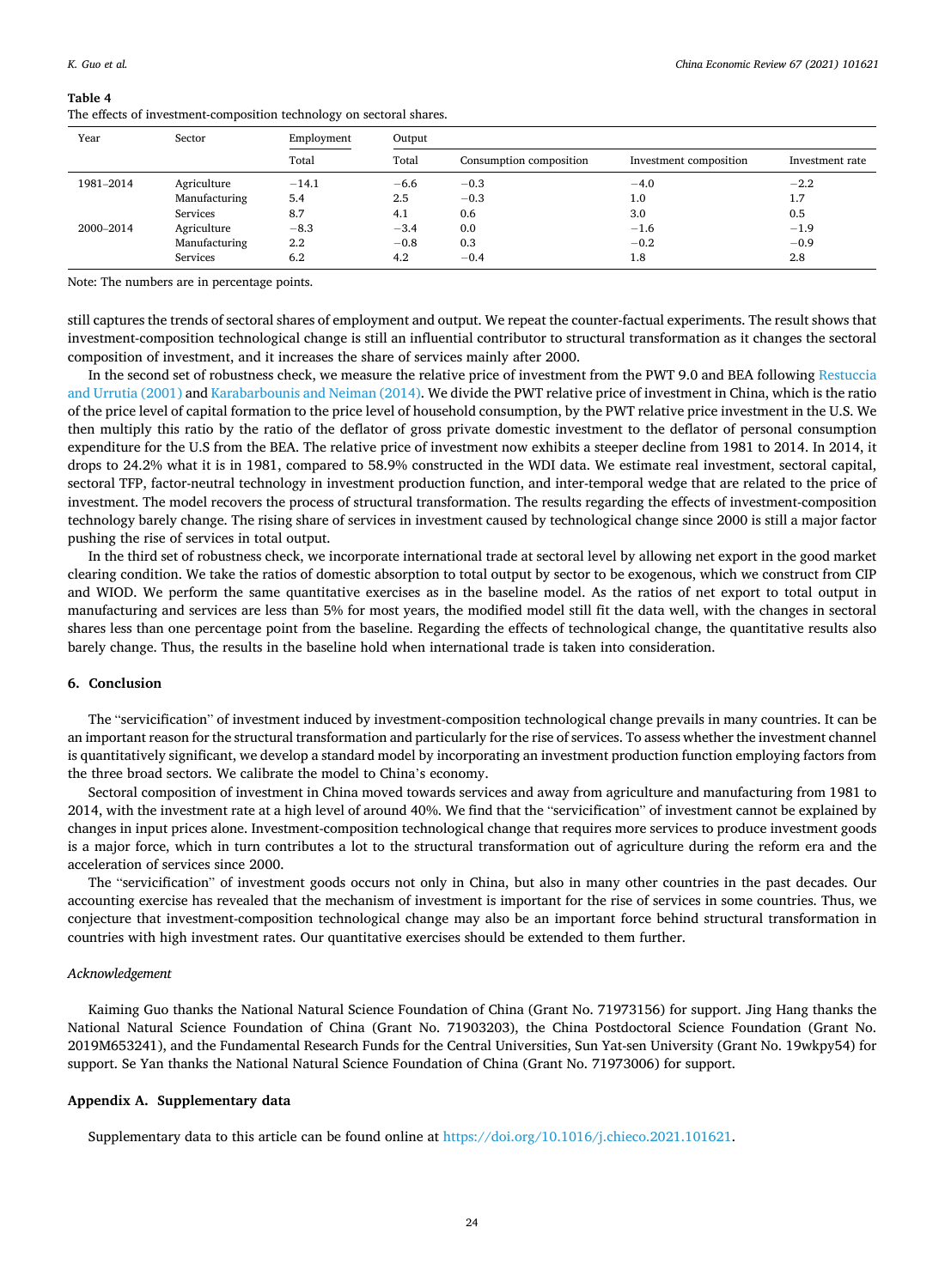**Table 4**
The effects of investment-composition technology on sectoral shares.

| Year | Sector | Employment | Output | | | |
|---|---|---|---|---|---|---|
| | | Total | Total | Consumption composition | Investment composition | Investment rate |
| 1981–2014 | Agriculture | −14.1 | −6.6 | −0.3 | −4.0 | −2.2 |
| | Manufacturing | 5.4 | 2.5 | −0.3 | 1.0 | 1.7 |
| | Services | 8.7 | 4.1 | 0.6 | 3.0 | 0.5 |
| 2000–2014 | Agriculture | −8.3 | −3.4 | 0.0 | −1.6 | −1.9 |
| | Manufacturing | 2.2 | −0.8 | 0.3 | −0.2 | −0.9 |
| | Services | 6.2 | 4.2 | −0.4 | 1.8 | 2.8 |

Note: The numbers are in percentage points.

still captures the trends of sectoral shares of employment and output. We repeat the counter-factual experiments. The result shows that investment-composition technological change is still an influential contributor to structural transformation as it changes the sectoral composition of investment, and it increases the share of services mainly after 2000.

In the second set of robustness check, we measure the relative price of investment from the PWT 9.0 and BEA following Restuccia and Urrutia (2001) and Karabarbounis and Neiman (2014). We divide the PWT relative price of investment in China, which is the ratio of the price level of capital formation to the price level of household consumption, by the PWT relative price investment in the U.S. We then multiply this ratio by the ratio of the deflator of gross private domestic investment to the deflator of personal consumption expenditure for the U.S from the BEA. The relative price of investment now exhibits a steeper decline from 1981 to 2014. In 2014, it drops to 24.2% what it is in 1981, compared to 58.9% constructed in the WDI data. We estimate real investment, sectoral capital, sectoral TFP, factor-neutral technology in investment production function, and inter-temporal wedge that are related to the price of investment. The model recovers the process of structural transformation. The results regarding the effects of investment-composition technology barely change. The rising share of services in investment caused by technological change since 2000 is still a major factor pushing the rise of services in total output.

In the third set of robustness check, we incorporate international trade at sectoral level by allowing net export in the good market clearing condition. We take the ratios of domestic absorption to total output by sector to be exogenous, which we construct from CIP and WIOD. We perform the same quantitative exercises as in the baseline model. As the ratios of net export to total output in manufacturing and services are less than 5% for most years, the modified model still fit the data well, with the changes in sectoral shares less than one percentage point from the baseline. Regarding the effects of technological change, the quantitative results also barely change. Thus, the results in the baseline hold when international trade is taken into consideration.

## 6. Conclusion

The "servicification" of investment induced by investment-composition technological change prevails in many countries. It can be an important reason for the structural transformation and particularly for the rise of services. To assess whether the investment channel is quantitatively significant, we develop a standard model by incorporating an investment production function employing factors from the three broad sectors. We calibrate the model to China's economy.

Sectoral composition of investment in China moved towards services and away from agriculture and manufacturing from 1981 to 2014, with the investment rate at a high level of around 40%. We find that the "servicification" of investment cannot be explained by changes in input prices alone. Investment-composition technological change that requires more services to produce investment goods is a major force, which in turn contributes a lot to the structural transformation out of agriculture during the reform era and the acceleration of services since 2000.

The "servicification" of investment goods occurs not only in China, but also in many other countries in the past decades. Our accounting exercise has revealed that the mechanism of investment is important for the rise of services in some countries. Thus, we conjecture that investment-composition technological change may also be an important force behind structural transformation in countries with high investment rates. Our quantitative exercises should be extended to them further.

*Acknowledgement*

Kaiming Guo thanks the National Natural Science Foundation of China (Grant No. 71973156) for support. Jing Hang thanks the National Natural Science Foundation of China (Grant No. 71903203), the China Postdoctoral Science Foundation (Grant No. 2019M653241), and the Fundamental Research Funds for the Central Universities, Sun Yat-sen University (Grant No. 19wkpy54) for support. Se Yan thanks the National Natural Science Foundation of China (Grant No. 71973006) for support.

## Appendix A. Supplementary data

Supplementary data to this article can be found online at https://doi.org/10.1016/j.chieco.2021.101621.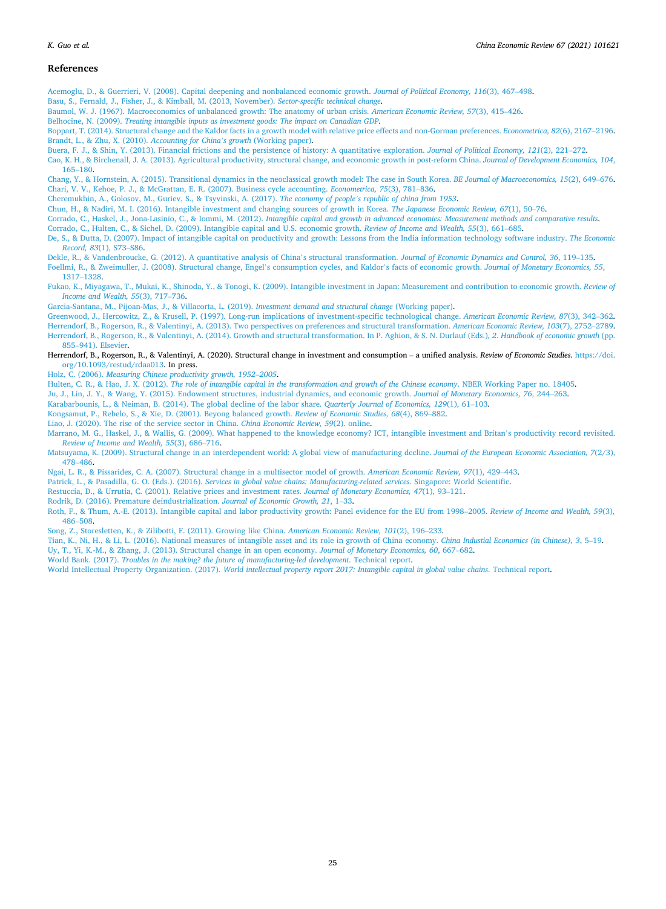## References

Acemoglu, D., & Guerrieri, V. (2008). Capital deepening and nonbalanced economic growth. *Journal of Political Economy, 116*(3), 467–498.

Basu, S., Fernald, J., Fisher, J., & Kimball, M. (2013, November). *Sector-specific technical change*.

Baumol, W. J. (1967). Macroeconomics of unbalanced growth: The anatomy of urban crisis. *American Economic Review, 57*(3), 415–426.

Belhocine, N. (2009). *Treating intangible inputs as investment goods: The impact on Canadian GDP*.

Boppart, T. (2014). Structural change and the Kaldor facts in a growth model with relative price effects and non-Gorman preferences. *Econometrica, 82*(6), 2167–2196.

Brandt, L., & Zhu, X. (2010). *Accounting for China's growth* (Working paper).

Buera, F. J., & Shin, Y. (2013). Financial frictions and the persistence of history: A quantitative exploration. *Journal of Political Economy, 121*(2), 221–272.

Cao, K. H., & Birchenall, J. A. (2013). Agricultural productivity, structural change, and economic growth in post-reform China. *Journal of Development Economics, 104*, 165–180.

Chang, Y., & Hornstein, A. (2015). Transitional dynamics in the neoclassical growth model: The case in South Korea. *BE Journal of Macroeconomics, 15*(2), 649–676.

Chari, V. V., Kehoe, P. J., & McGrattan, E. R. (2007). Business cycle accounting. *Econometrica, 75*(3), 781–836.

Cheremukhin, A., Golosov, M., Guriev, S., & Tsyvinski, A. (2017). *The economy of people's republic of china from 1953*.

Chun, H., & Nadiri, M. I. (2016). Intangible investment and changing sources of growth in Korea. *The Japanese Economic Review, 67*(1), 50–76.

Corrado, C., Haskel, J., Jona-Lasinio, C., & Iommi, M. (2012). *Intangible capital and growth in advanced economies: Measurement methods and comparative results*.

Corrado, C., Hulten, C., & Sichel, D. (2009). Intangible capital and U.S. economic growth. *Review of Income and Wealth, 55*(3), 661–685.

De, S., & Dutta, D. (2007). Impact of intangible capital on productivity and growth: Lessons from the India information technology software industry. *The Economic Record, 83*(1), S73–S86.

Dekle, R., & Vandenbroucke, G. (2012). A quantitative analysis of China's structural transformation. *Journal of Economic Dynamics and Control, 36*, 119–135.

Foellmi, R., & Zweimuller, J. (2008). Structural change, Engel's consumption cycles, and Kaldor's facts of economic growth. *Journal of Monetary Economics, 55*, 1317–1328.

Fukao, K., Miyagawa, T., Mukai, K., Shinoda, Y., & Tonogi, K. (2009). Intangible investment in Japan: Measurement and contribution to economic growth. *Review of Income and Wealth, 55*(3), 717–736.

Garcia-Santana, M., Pijoan-Mas, J., & Villacorta, L. (2019). *Investment demand and structural change* (Working paper).

Greenwood, J., Hercowitz, Z., & Krusell, P. (1997). Long-run implications of investment-specific technological change. *American Economic Review, 87*(3), 342–362.

Herrendorf, B., Rogerson, R., & Valentinyi, A. (2013). Two perspectives on preferences and structural transformation. *American Economic Review, 103*(7), 2752–2789.

Herrendorf, B., Rogerson, R., & Valentinyi, A. (2014). Growth and structural transformation. In P. Aghion, & S. N. Durlauf (Eds.), *2. Handbook of economic growth* (pp. 855–941). Elsevier.

Herrendorf, B., Rogerson, R., & Valentinyi, A. (2020). Structural change in investment and consumption – a unified analysis. *Review of Economic Studies*. https://doi.org/10.1093/restud/rdaa013. In press.

Holz, C. (2006). *Measuring Chinese productivity growth, 1952–2005*.

Hulten, C. R., & Hao, J. X. (2012). *The role of intangible capital in the transformation and growth of the Chinese economy*. NBER Working Paper no. 18405.

Ju, J., Lin, J. Y., & Wang, Y. (2015). Endowment structures, industrial dynamics, and economic growth. *Journal of Monetary Economics, 76*, 244–263.

Karabarbounis, L., & Neiman, B. (2014). The global decline of the labor share. *Quarterly Journal of Economics, 129*(1), 61–103.

Kongsamut, P., Rebelo, S., & Xie, D. (2001). Beyong balanced growth. *Review of Economic Studies, 68*(4), 869–882.

Liao, J. (2020). The rise of the service sector in China. *China Economic Review, 59*(2). online.

Marrano, M. G., Haskel, J., & Wallis, G. (2009). What happened to the knowledge economy? ICT, intangible investment and Britain's productivity record revisited. *Review of Income and Wealth, 55*(3), 686–716.

Matsuyama, K. (2009). Structural change in an interdependent world: A global view of manufacturing decline. *Journal of the European Economic Association, 7*(2/3), 478–486.

Ngai, L. R., & Pissarides, C. A. (2007). Structural change in a multisector model of growth. *American Economic Review, 97*(1), 429–443.

Patrick, L., & Pasadilla, G. O. (Eds.). (2016). *Services in global value chains: Manufacturing-related services*. Singapore: World Scientific.

Restuccia, D., & Urrutia, C. (2001). Relative prices and investment rates. *Journal of Monetary Economics, 47*(1), 93–121.

Rodrik, D. (2016). Premature deindustrialization. *Journal of Economic Growth, 21*, 1–33.

Roth, F., & Thum, A.-E. (2013). Intangible capital and labor productivity growth: Panel evidence for the EU from 1998–2005. *Review of Income and Wealth, 59*(3), 486–508.

Song, Z., Storesletten, K., & Zilibotti, F. (2011). Growing like China. *American Economic Review, 101*(2), 196–233.

Tian, K., Ni, H., & Li, L. (2016). National measures of intangible asset and its role in growth of China economy. *China Industial Economics (in Chinese), 3*, 5–19.

Uy, T., Yi, K.-M., & Zhang, J. (2013). Structural change in an open economy. *Journal of Monetary Economics, 60*, 667–682.

World Bank. (2017). *Troubles in the making? the future of manufacturing-led development*. Technical report.

World Intellectual Property Organization. (2017). *World intellectual property report 2017: Intangible capital in global value chains*. Technical report.